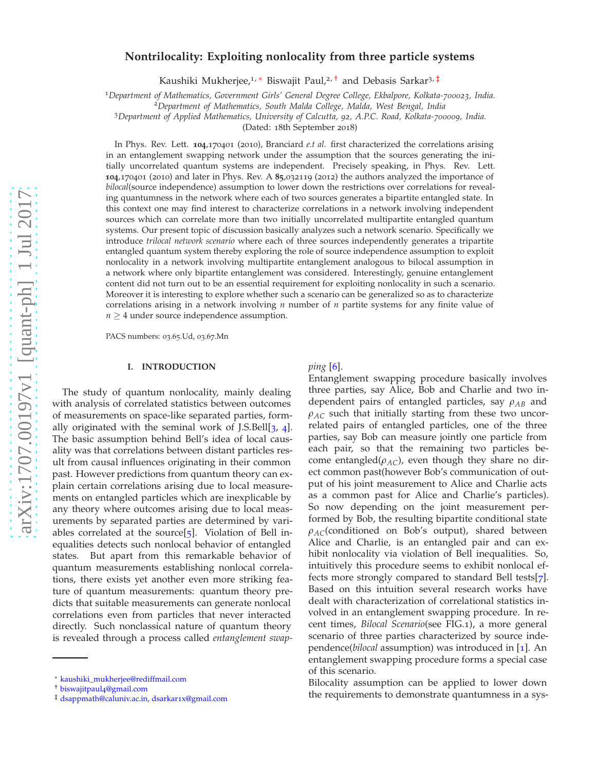# Nontrilocality: Exploiting nonlocality from three particle systems

Kaushiki Mukherjee,[1,*] Biswajit Paul,[2,†] and Debasis Sarkar[3,‡]

[1]*Department of Mathematics, Government Girls' General Degree College, Ekbalpore, Kolkata-700023, India.*
[2]*Department of Mathematics, South Malda College, Malda, West Bengal, India*
[3]*Department of Applied Mathematics, University of Calcutta, 92, A.P.C. Road, Kolkata-700009, India.*
(Dated: 18th September 2018)

In Phys. Rev. Lett. **104**,170401 (2010), Branciard *e.t al.* first characterized the correlations arising in an entanglement swapping network under the assumption that the sources generating the initially uncorrelated quantum systems are independent. Precisely speaking, in Phys. Rev. Lett. **104**,170401 (2010) and later in Phys. Rev. A **85**,032119 (2012) the authors analyzed the importance of *bilocal*(source independence) assumption to lower down the restrictions over correlations for revealing quantumness in the network where each of two sources generates a bipartite entangled state. In this context one may find interest to characterize correlations in a network involving independent sources which can correlate more than two initially uncorrelated multipartite entangled quantum systems. Our present topic of discussion basically analyzes such a network scenario. Specifically we introduce *trilocal network scenario* where each of three sources independently generates a tripartite entangled quantum system thereby exploring the role of source independence assumption to exploit nonlocality in a network involving multipartite entanglement analogous to bilocal assumption in a network where only bipartite entanglement was considered. Interestingly, genuine entanglement content did not turn out to be an essential requirement for exploiting nonlocality in such a scenario. Moreover it is interesting to explore whether such a scenario can be generalized so as to characterize correlations arising in a network involving $n$ number of $n$ partite systems for any finite value of $n \geq 4$ under source independence assumption.

PACS numbers: 03.65.Ud, 03.67.Mn

## I. INTRODUCTION

The study of quantum nonlocality, mainly dealing with analysis of correlated statistics between outcomes of measurements on space-like separated parties, formally originated with the seminal work of J.S.Bell[3, 4]. The basic assumption behind Bell's idea of local causality was that correlations between distant particles result from causal influences originating in their common past. However predictions from quantum theory can explain certain correlations arising due to local measurements on entangled particles which are inexplicable by any theory where outcomes arising due to local measurements by separated parties are determined by variables correlated at the source[5]. Violation of Bell inequalities detects such nonlocal behavior of entangled states. But apart from this remarkable behavior of quantum measurements establishing nonlocal correlations, there exists yet another even more striking feature of quantum measurements: quantum theory predicts that suitable measurements can generate nonlocal correlations even from particles that never interacted directly. Such nonclassical nature of quantum theory is revealed through a process called *entanglement swapping* [6].

Entanglement swapping procedure basically involves three parties, say Alice, Bob and Charlie and two independent pairs of entangled particles, say $\rho_{AB}$ and $\rho_{AC}$ such that initially starting from these two uncorrelated pairs of entangled particles, one of the three parties, say Bob can measure jointly one particle from each pair, so that the remaining two particles become entangled($\rho_{AC}$), even though they share no direct common past(however Bob's communication of output of his joint measurement to Alice and Charlie acts as a common past for Alice and Charlie's particles). So now depending on the joint measurement performed by Bob, the resulting bipartite conditional state $\rho_{AC}$(conditioned on Bob's output), shared between Alice and Charlie, is an entangled pair and can exhibit nonlocality via violation of Bell inequalities. So, intuitively this procedure seems to exhibit nonlocal effects more strongly compared to standard Bell tests[7]. Based on this intuition several research works have dealt with characterization of correlational statistics involved in an entanglement swapping procedure. In recent times, *Bilocal Scenario*(see FIG.1), a more general scenario of three parties characterized by source independence(*bilocal* assumption) was introduced in [1]. An entanglement swapping procedure forms a special case of this scenario.

Bilocality assumption can be applied to lower down the requirements to demonstrate quantumness in a sys-

---

* kaushiki_mukherjee@rediffmail.com
† biswajitpaul4@gmail.com
‡ dsappmath@caluniv.ac.in, dsarkar1x@gmail.com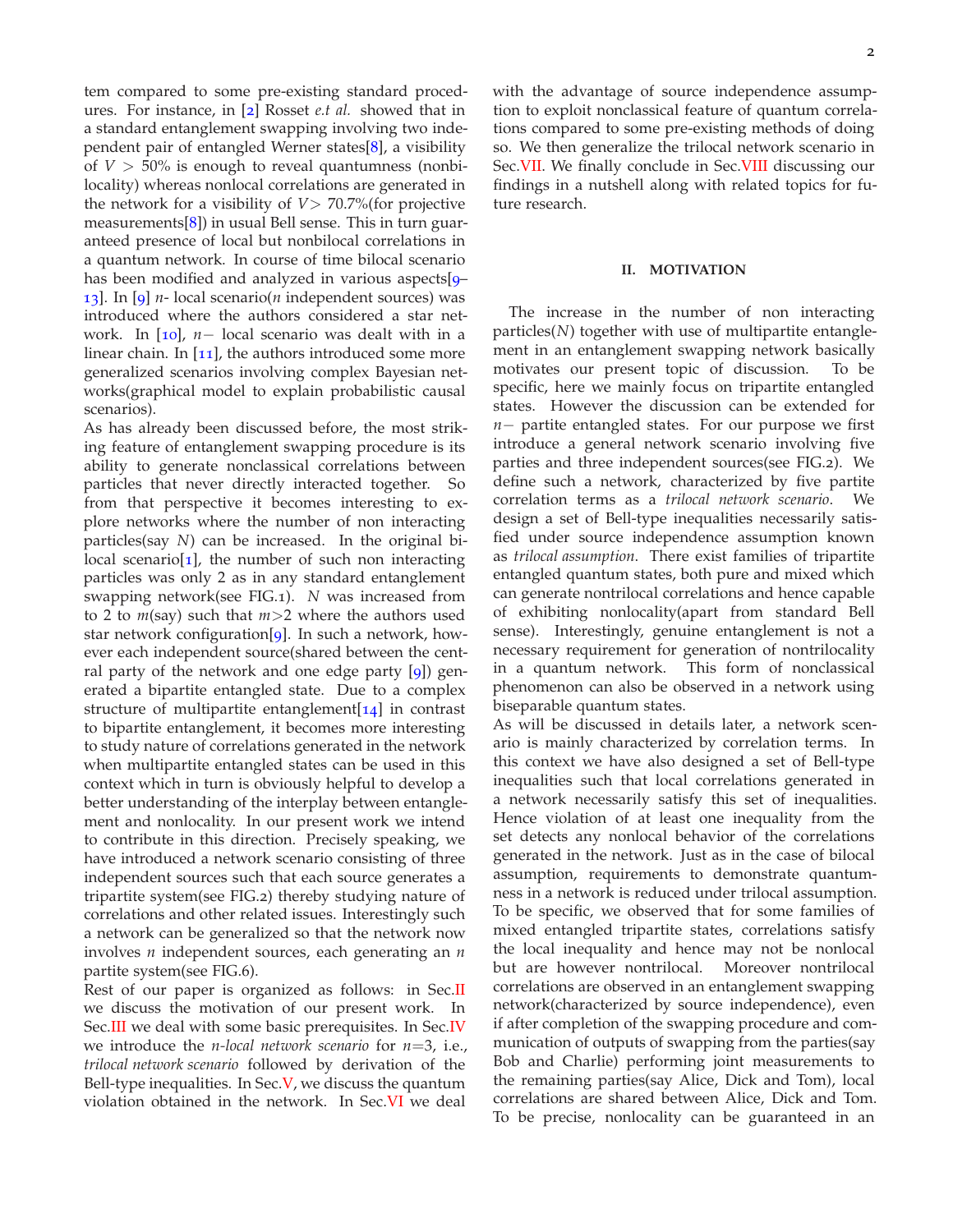tem compared to some pre-existing standard procedures. For instance, in [2] Rosset *e.t al.* showed that in a standard entanglement swapping involving two independent pair of entangled Werner states[8], a visibility of $V > 50\%$ is enough to reveal quantumness (nonbilocality) whereas nonlocal correlations are generated in the network for a visibility of $V > 70.7\%$(for projective measurements[8]) in usual Bell sense. This in turn guaranteed presence of local but nonbilocal correlations in a quantum network. In course of time bilocal scenario has been modified and analyzed in various aspects[9–13]. In [9] $n$- local scenario($n$ independent sources) was introduced where the authors considered a star network. In [10], $n-$ local scenario was dealt with in a linear chain. In [11], the authors introduced some more generalized scenarios involving complex Bayesian networks(graphical model to explain probabilistic causal scenarios).

As has already been discussed before, the most striking feature of entanglement swapping procedure is its ability to generate nonclassical correlations between particles that never directly interacted together. So from that perspective it becomes interesting to explore networks where the number of non interacting particles(say $N$) can be increased. In the original bilocal scenario[1], the number of such non interacting particles was only 2 as in any standard entanglement swapping network(see FIG.1). $N$ was increased from to 2 to $m$(say) such that $m$>2 where the authors used star network configuration[9]. In such a network, however each independent source(shared between the central party of the network and one edge party [9]) generated a bipartite entangled state. Due to a complex structure of multipartite entanglement[14] in contrast to bipartite entanglement, it becomes more interesting to study nature of correlations generated in the network when multipartite entangled states can be used in this context which in turn is obviously helpful to develop a better understanding of the interplay between entanglement and nonlocality. In our present work we intend to contribute in this direction. Precisely speaking, we have introduced a network scenario consisting of three independent sources such that each source generates a tripartite system(see FIG.2) thereby studying nature of correlations and other related issues. Interestingly such a network can be generalized so that the network now involves $n$ independent sources, each generating an $n$ partite system(see FIG.6).

Rest of our paper is organized as follows: in Sec.II we discuss the motivation of our present work. In Sec.III we deal with some basic prerequisites. In Sec.IV we introduce the *n-local network scenario* for $n$=3, i.e., *trilocal network scenario* followed by derivation of the Bell-type inequalities. In Sec.V, we discuss the quantum violation obtained in the network. In Sec.VI we deal with the advantage of source independence assumption to exploit nonclassical feature of quantum correlations compared to some pre-existing methods of doing so. We then generalize the trilocal network scenario in Sec.VII. We finally conclude in Sec.VIII discussing our findings in a nutshell along with related topics for future research.

## II. MOTIVATION

The increase in the number of non interacting particles($N$) together with use of multipartite entanglement in an entanglement swapping network basically motivates our present topic of discussion. To be specific, here we mainly focus on tripartite entangled states. However the discussion can be extended for $n-$ partite entangled states. For our purpose we first introduce a general network scenario involving five parties and three independent sources(see FIG.2). We define such a network, characterized by five partite correlation terms as a *trilocal network scenario*. We design a set of Bell-type inequalities necessarily satisfied under source independence assumption known as *trilocal assumption*. There exist families of tripartite entangled quantum states, both pure and mixed which can generate nontrilocal correlations and hence capable of exhibiting nonlocality(apart from standard Bell sense). Interestingly, genuine entanglement is not a necessary requirement for generation of nontrilocality in a quantum network. This form of nonclassical phenomenon can also be observed in a network using biseparable quantum states.

As will be discussed in details later, a network scenario is mainly characterized by correlation terms. In this context we have also designed a set of Bell-type inequalities such that local correlations generated in a network necessarily satisfy this set of inequalities. Hence violation of at least one inequality from the set detects any nonlocal behavior of the correlations generated in the network. Just as in the case of bilocal assumption, requirements to demonstrate quantumness in a network is reduced under trilocal assumption. To be specific, we observed that for some families of mixed entangled tripartite states, correlations satisfy the local inequality and hence may not be nonlocal but are however nontrilocal. Moreover nontrilocal correlations are observed in an entanglement swapping network(characterized by source independence), even if after completion of the swapping procedure and communication of outputs of swapping from the parties(say Bob and Charlie) performing joint measurements to the remaining parties(say Alice, Dick and Tom), local correlations are shared between Alice, Dick and Tom. To be precise, nonlocality can be guaranteed in an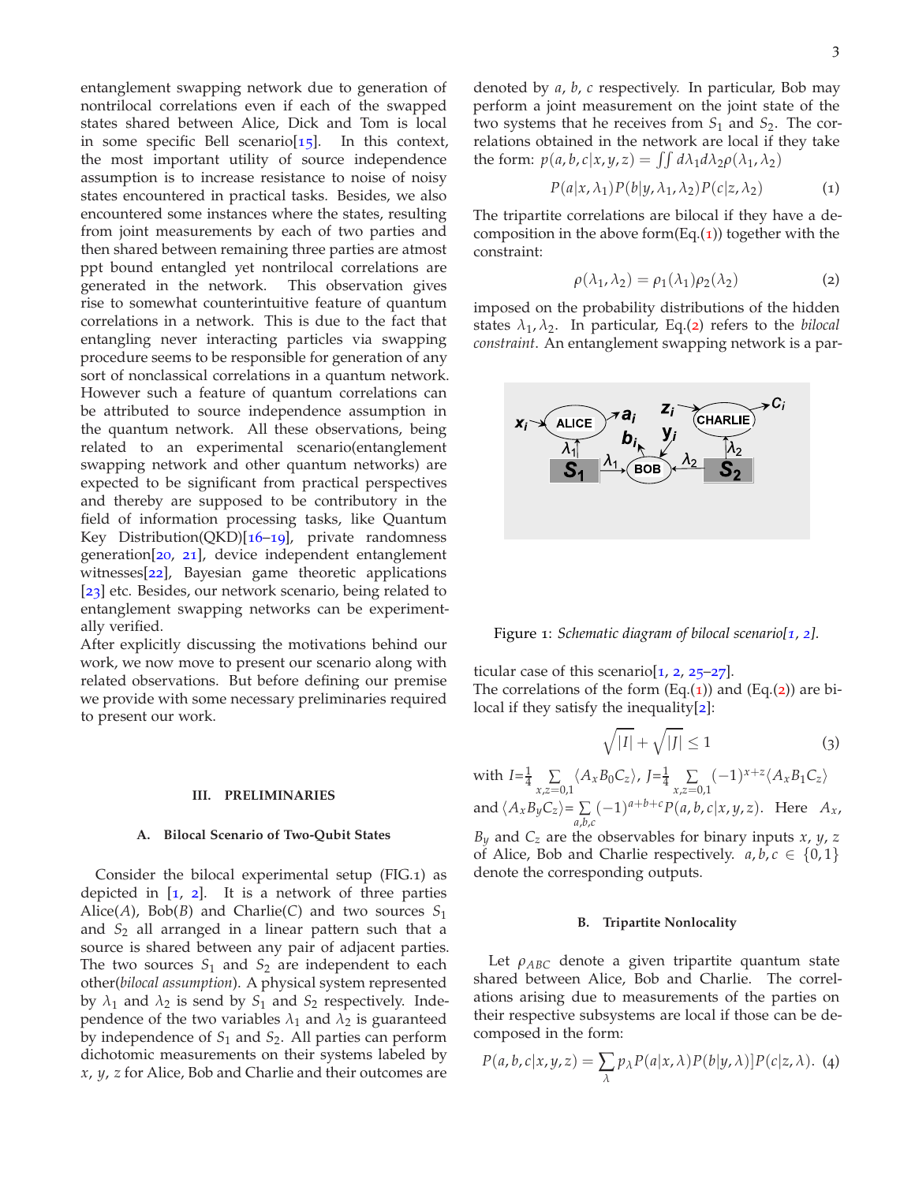entanglement swapping network due to generation of nontrilocal correlations even if each of the swapped states shared between Alice, Dick and Tom is local in some specific Bell scenario[15]. In this context, the most important utility of source independence assumption is to increase resistance to noise of noisy states encountered in practical tasks. Besides, we also encountered some instances where the states, resulting from joint measurements by each of two parties and then shared between remaining three parties are atmost ppt bound entangled yet nontrilocal correlations are generated in the network. This observation gives rise to somewhat counterintuitive feature of quantum correlations in a network. This is due to the fact that entangling never interacting particles via swapping procedure seems to be responsible for generation of any sort of nonclassical correlations in a quantum network. However such a feature of quantum correlations can be attributed to source independence assumption in the quantum network. All these observations, being related to an experimental scenario(entanglement swapping network and other quantum networks) are expected to be significant from practical perspectives and thereby are supposed to be contributory in the field of information processing tasks, like Quantum Key Distribution(QKD)[16–19], private randomness generation[20, 21], device independent entanglement witnesses[22], Bayesian game theoretic applications [23] etc. Besides, our network scenario, being related to entanglement swapping networks can be experimentally verified.

After explicitly discussing the motivations behind our work, we now move to present our scenario along with related observations. But before defining our premise we provide with some necessary preliminaries required to present our work.

## III. PRELIMINARIES

### A. Bilocal Scenario of Two-Qubit States

Consider the bilocal experimental setup (FIG.1) as depicted in [1, 2]. It is a network of three parties Alice($A$), Bob($B$) and Charlie($C$) and two sources $S_1$ and $S_2$ all arranged in a linear pattern such that a source is shared between any pair of adjacent parties. The two sources $S_1$ and $S_2$ are independent to each other(*bilocal assumption*). A physical system represented by $\lambda_1$ and $\lambda_2$ is send by $S_1$ and $S_2$ respectively. Independence of the two variables $\lambda_1$ and $\lambda_2$ is guaranteed by independence of $S_1$ and $S_2$. All parties can perform dichotomic measurements on their systems labeled by $x$, $y$, $z$ for Alice, Bob and Charlie and their outcomes are denoted by $a$, $b$, $c$ respectively. In particular, Bob may perform a joint measurement on the joint state of the two systems that he receives from $S_1$ and $S_2$. The correlations obtained in the network are local if they take the form: $p(a,b,c|x,y,z) = \iint d\lambda_1 d\lambda_2 \rho(\lambda_1,\lambda_2)$

$$P(a|x,\lambda_1)P(b|y,\lambda_1,\lambda_2)P(c|z,\lambda_2) \tag{1}$$

The tripartite correlations are bilocal if they have a decomposition in the above form(Eq.(1)) together with the constraint:

$$\rho(\lambda_1,\lambda_2) = \rho_1(\lambda_1)\rho_2(\lambda_2) \tag{2}$$

imposed on the probability distributions of the hidden states $\lambda_1, \lambda_2$. In particular, Eq.(2) refers to the *bilocal constraint*. An entanglement swapping network is a particular case of this scenario[1, 2, 25–27].

Figure 1: *Schematic diagram of bilocal scenario[1, 2].*

The correlations of the form (Eq.(1)) and (Eq.(2)) are bilocal if they satisfy the inequality[2]:

$$\sqrt{|I|} + \sqrt{|J|} \leq 1 \tag{3}$$

with $I=\frac{1}{4}\sum_{x,z=0,1}\langle A_x B_0 C_z\rangle$, $J=\frac{1}{4}\sum_{x,z=0,1}(-1)^{x+z}\langle A_x B_1 C_z\rangle$ and $\langle A_x B_y C_z\rangle=\sum_{a,b,c}(-1)^{a+b+c}P(a,b,c|x,y,z)$. Here $A_x$, $B_y$ and $C_z$ are the observables for binary inputs $x$, $y$, $z$ of Alice, Bob and Charlie respectively. $a,b,c \in \{0,1\}$ denote the corresponding outputs.

### B. Tripartite Nonlocality

Let $\rho_{ABC}$ denote a given tripartite quantum state shared between Alice, Bob and Charlie. The correlations arising due to measurements of the parties on their respective subsystems are local if those can be decomposed in the form:

$$P(a,b,c|x,y,z) = \sum_{\lambda} p_{\lambda} P(a|x,\lambda)P(b|y,\lambda)]P(c|z,\lambda). \tag{4}$$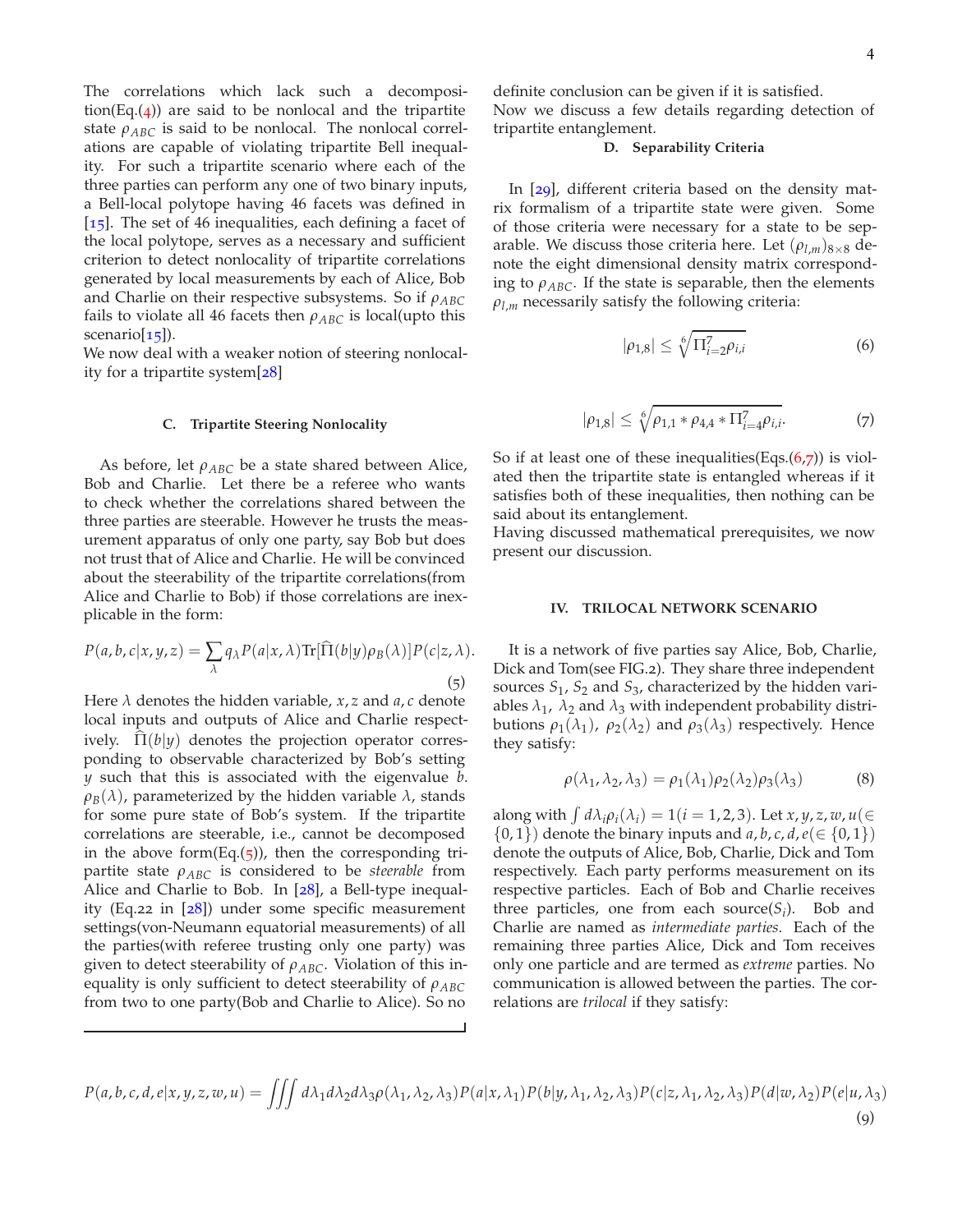The correlations which lack such a decomposition(Eq.(4)) are said to be nonlocal and the tripartite state $\rho_{ABC}$ is said to be nonlocal. The nonlocal correlations are capable of violating tripartite Bell inequality. For such a tripartite scenario where each of the three parties can perform any one of two binary inputs, a Bell-local polytope having 46 facets was defined in [15]. The set of 46 inequalities, each defining a facet of the local polytope, serves as a necessary and sufficient criterion to detect nonlocality of tripartite correlations generated by local measurements by each of Alice, Bob and Charlie on their respective subsystems. So if $\rho_{ABC}$ fails to violate all 46 facets then $\rho_{ABC}$ is local(upto this scenario[15]).

We now deal with a weaker notion of steering nonlocality for a tripartite system[28]

### C. Tripartite Steering Nonlocality

As before, let $\rho_{ABC}$ be a state shared between Alice, Bob and Charlie. Let there be a referee who wants to check whether the correlations shared between the three parties are steerable. However he trusts the measurement apparatus of only one party, say Bob but does not trust that of Alice and Charlie. He will be convinced about the steerability of the tripartite correlations(from Alice and Charlie to Bob) if those correlations are inexplicable in the form:

$$P(a,b,c|x,y,z) = \sum_{\lambda} q_{\lambda} P(a|x,\lambda) \mathrm{Tr}[\widehat{\Pi}(b|y)\rho_B(\lambda)] P(c|z,\lambda). \tag{5}$$

Here $\lambda$ denotes the hidden variable, $x, z$ and $a, c$ denote local inputs and outputs of Alice and Charlie respectively. $\widehat{\Pi}(b|y)$ denotes the projection operator corresponding to observable characterized by Bob's setting $y$ such that this is associated with the eigenvalue $b$. $\rho_B(\lambda)$, parameterized by the hidden variable $\lambda$, stands for some pure state of Bob's system. If the tripartite correlations are steerable, i.e., cannot be decomposed in the above form(Eq.(5)), then the corresponding tripartite state $\rho_{ABC}$ is considered to be *steerable* from Alice and Charlie to Bob. In [28], a Bell-type inequality (Eq.22 in [28]) under some specific measurement settings(von-Neumann equatorial measurements) of all the parties(with referee trusting only one party) was given to detect steerability of $\rho_{ABC}$. Violation of this inequality is only sufficient to detect steerability of $\rho_{ABC}$ from two to one party(Bob and Charlie to Alice). So no definite conclusion can be given if it is satisfied.

Now we discuss a few details regarding detection of tripartite entanglement.

### D. Separability Criteria

In [29], different criteria based on the density matrix formalism of a tripartite state were given. Some of those criteria were necessary for a state to be separable. We discuss those criteria here. Let $(\rho_{l,m})_{8\times 8}$ denote the eight dimensional density matrix corresponding to $\rho_{ABC}$. If the state is separable, then the elements $\rho_{l,m}$ necessarily satisfy the following criteria:

$$|\rho_{1,8}| \leq \sqrt[6]{\Pi_{i=2}^{7}\rho_{i,i}} \tag{6}$$

$$|\rho_{1,8}| \leq \sqrt[6]{\rho_{1,1} * \rho_{4,4} * \Pi_{i=4}^{7}\rho_{i,i}}. \tag{7}$$

So if at least one of these inequalities(Eqs.(6,7)) is violated then the tripartite state is entangled whereas if it satisfies both of these inequalities, then nothing can be said about its entanglement.

Having discussed mathematical prerequisites, we now present our discussion.

## IV. TRILOCAL NETWORK SCENARIO

It is a network of five parties say Alice, Bob, Charlie, Dick and Tom(see FIG.2). They share three independent sources $S_1$, $S_2$ and $S_3$, characterized by the hidden variables $\lambda_1$, $\lambda_2$ and $\lambda_3$ with independent probability distributions $\rho_1(\lambda_1)$, $\rho_2(\lambda_2)$ and $\rho_3(\lambda_3)$ respectively. Hence they satisfy:

$$\rho(\lambda_1,\lambda_2,\lambda_3) = \rho_1(\lambda_1)\rho_2(\lambda_2)\rho_3(\lambda_3) \tag{8}$$

along with $\int d\lambda_i \rho_i(\lambda_i) = 1 (i = 1,2,3)$. Let $x, y, z, w, u (\in \{0,1\})$ denote the binary inputs and $a, b, c, d, e (\in \{0,1\})$ denote the outputs of Alice, Bob, Charlie, Dick and Tom respectively. Each party performs measurement on its respective particles. Each of Bob and Charlie receives three particles, one from each source($S_i$). Bob and Charlie are named as *intermediate parties*. Each of the remaining three parties Alice, Dick and Tom receives only one particle and are termed as *extreme* parties. No communication is allowed between the parties. The correlations are *trilocal* if they satisfy:

$$P(a,b,c,d,e|x,y,z,w,u) = \iiint d\lambda_1 d\lambda_2 d\lambda_3 \rho(\lambda_1,\lambda_2,\lambda_3) P(a|x,\lambda_1) P(b|y,\lambda_1,\lambda_2,\lambda_3) P(c|z,\lambda_1,\lambda_2,\lambda_3) P(d|w,\lambda_2) P(e|u,\lambda_3) \tag{9}$$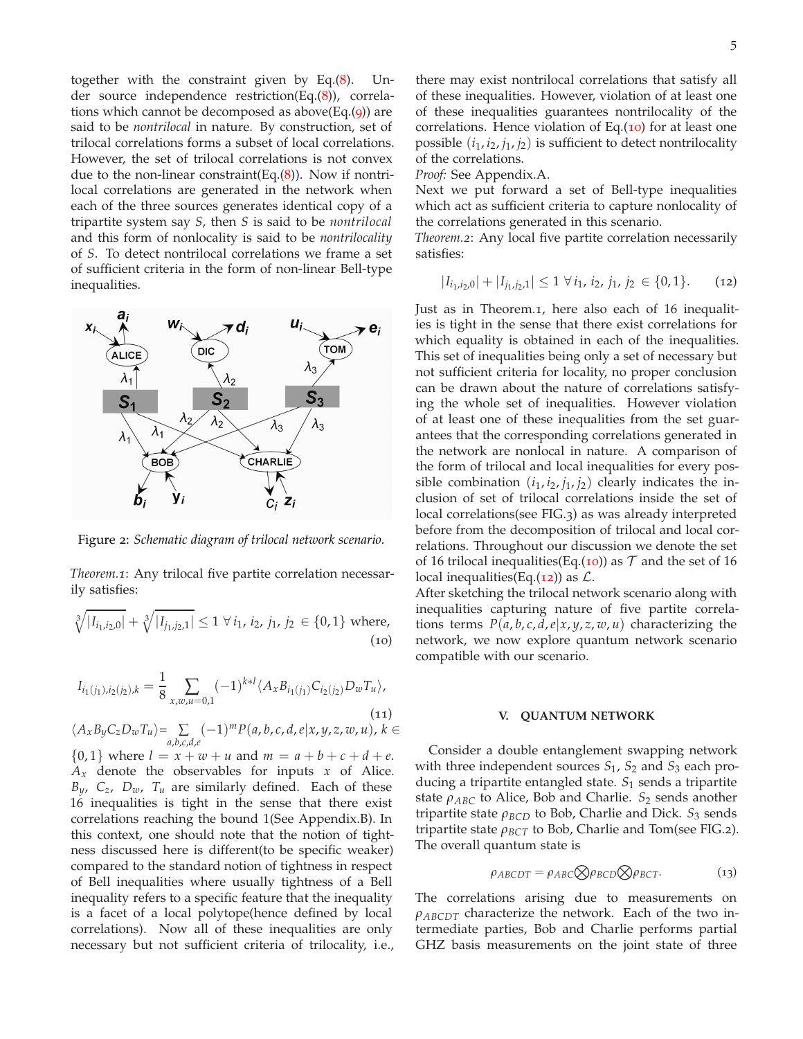together with the constraint given by Eq.(8). Under source independence restriction(Eq.(8)), correlations which cannot be decomposed as above(Eq.(9)) are said to be *nontrilocal* in nature. By construction, set of trilocal correlations forms a subset of local correlations. However, the set of trilocal correlations is not convex due to the non-linear constraint(Eq.(8)). Now if nontrilocal correlations are generated in the network when each of the three sources generates identical copy of a tripartite system say $S$, then $S$ is said to be *nontrilocal* and this form of nonlocality is said to be *nontrilocality* of $S$. To detect nontrilocal correlations we frame a set of sufficient criteria in the form of non-linear Bell-type inequalities.

Figure 2: *Schematic diagram of trilocal network scenario.*

*Theorem.1*: Any trilocal five partite correlation necessarily satisfies:

$$\sqrt[3]{|I_{i_1,i_2,0}|}+\sqrt[3]{|I_{j_1,j_2,1}|}\leq 1\;\forall\, i_1,\, i_2,\, j_1,\, j_2\,\in\{0,1\}\text{ where,}\tag{10}$$

$$I_{i_1(j_1),i_2(j_2),k}=\frac{1}{8}\sum_{x,w,u=0,1}(-1)^{k*l}\langle A_x B_{i_1(j_1)} C_{i_2(j_2)} D_w T_u\rangle,\tag{11}$$

$\langle A_x B_y C_z D_w T_u\rangle = \sum_{a,b,c,d,e}(-1)^m P(a,b,c,d,e|x,y,z,w,u)$, $k\in\{0,1\}$ where $l=x+w+u$ and $m=a+b+c+d+e$. $A_x$ denote the observables for inputs $x$ of Alice. $B_y$, $C_z$, $D_w$, $T_u$ are similarly defined. Each of these 16 inequalities is tight in the sense that there exist correlations reaching the bound 1(See Appendix.B). In this context, one should note that the notion of tightness discussed here is different(to be specific weaker) compared to the standard notion of tightness in respect of Bell inequalities where usually tightness of a Bell inequality refers to a specific feature that the inequality is a facet of a local polytope(hence defined by local correlations). Now all of these inequalities are only necessary but not sufficient criteria of trilocality, i.e., there may exist nontrilocal correlations that satisfy all of these inequalities. However, violation of at least one of these inequalities guarantees nontrilocality of the correlations. Hence violation of Eq.(10) for at least one possible $(i_1,i_2,j_1,j_2)$ is sufficient to detect nontrilocality of the correlations.

*Proof:* See Appendix.A.

Next we put forward a set of Bell-type inequalities which act as sufficient criteria to capture nonlocality of the correlations generated in this scenario.

*Theorem.2*: Any local five partite correlation necessarily satisfies:

$$|I_{i_1,i_2,0}|+|I_{j_1,j_2,1}|\leq 1\;\forall\, i_1,\, i_2,\, j_1,\, j_2\,\in\{0,1\}.\tag{12}$$

Just as in Theorem.1, here also each of 16 inequalities is tight in the sense that there exist correlations for which equality is obtained in each of the inequalities. This set of inequalities being only a set of necessary but not sufficient criteria for locality, no proper conclusion can be drawn about the nature of correlations satisfying the whole set of inequalities. However violation of at least one of these inequalities from the set guarantees that the corresponding correlations generated in the network are nonlocal in nature. A comparison of the form of trilocal and local inequalities for every possible combination $(i_1,i_2,j_1,j_2)$ clearly indicates the inclusion of set of trilocal correlations inside the set of local correlations(see FIG.3) as was already interpreted before from the decomposition of trilocal and local correlations. Throughout our discussion we denote the set of 16 trilocal inequalities(Eq.(10)) as $\mathcal{T}$ and the set of 16 local inequalities(Eq.(12)) as $\mathcal{L}$.

After sketching the trilocal network scenario along with inequalities capturing nature of five partite correlations terms $P(a,b,c,d,e|x,y,z,w,u)$ characterizing the network, we now explore quantum network scenario compatible with our scenario.

## V. QUANTUM NETWORK

Consider a double entanglement swapping network with three independent sources $S_1$, $S_2$ and $S_3$ each producing a tripartite entangled state. $S_1$ sends a tripartite state $\rho_{ABC}$ to Alice, Bob and Charlie. $S_2$ sends another tripartite state $\rho_{BCD}$ to Bob, Charlie and Dick. $S_3$ sends tripartite state $\rho_{BCT}$ to Bob, Charlie and Tom(see FIG.2). The overall quantum state is

$$\rho_{ABCDT}=\rho_{ABC}\bigotimes\rho_{BCD}\bigotimes\rho_{BCT}.\tag{13}$$

The correlations arising due to measurements on $\rho_{ABCDT}$ characterize the network. Each of the two intermediate parties, Bob and Charlie performs partial GHZ basis measurements on the joint state of three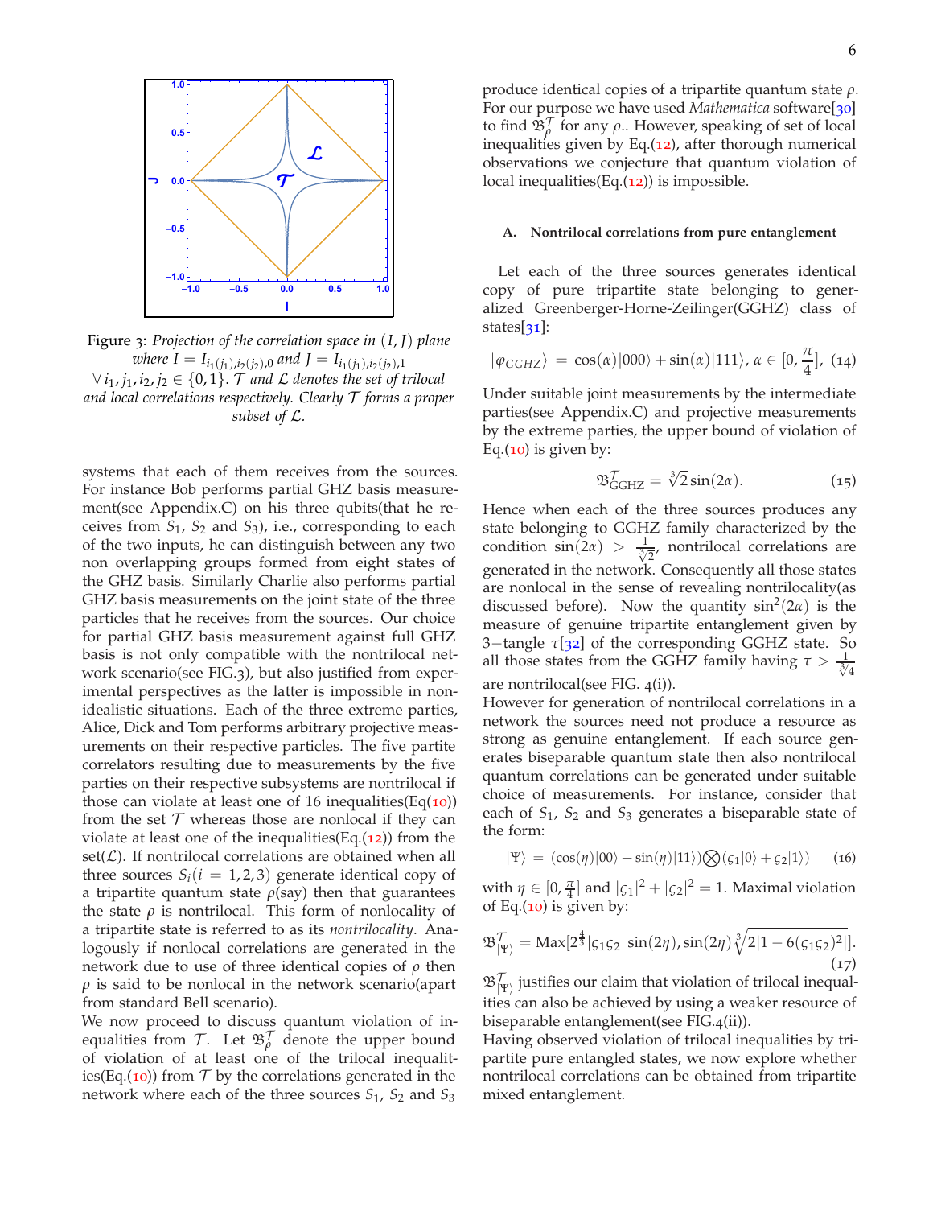Figure 3: *Projection of the correlation space in $(I, J)$ plane where $I = I_{i_1(j_1),i_2(j_2),0}$ and $J = I_{i_1(j_1),i_2(j_2),1}$ $\forall i_1, j_1, i_2, j_2 \in \{0,1\}$. $\mathcal{T}$ and $\mathcal{L}$ denotes the set of trilocal and local correlations respectively. Clearly $\mathcal{T}$ forms a proper subset of $\mathcal{L}$.*

systems that each of them receives from the sources. For instance Bob performs partial GHZ basis measurement(see Appendix.C) on his three qubits(that he receives from $S_1$, $S_2$ and $S_3$), i.e., corresponding to each of the two inputs, he can distinguish between any two non overlapping groups formed from eight states of the GHZ basis. Similarly Charlie also performs partial GHZ basis measurements on the joint state of the three particles that he receives from the sources. Our choice for partial GHZ basis measurement against full GHZ basis is not only compatible with the nontrilocal network scenario(see FIG.3), but also justified from experimental perspectives as the latter is impossible in non-idealistic situations. Each of the three extreme parties, Alice, Dick and Tom performs arbitrary projective measurements on their respective particles. The five partite correlators resulting due to measurements by the five parties on their respective subsystems are nontrilocal if those can violate at least one of 16 inequalities(Eq(10)) from the set $\mathcal{T}$ whereas those are nonlocal if they can violate at least one of the inequalities(Eq.(12)) from the set($\mathcal{L}$). If nontrilocal correlations are obtained when all three sources $S_i (i = 1, 2, 3)$ generate identical copy of a tripartite quantum state $\rho$(say) then that guarantees the state $\rho$ is nontrilocal. This form of nonlocality of a tripartite state is referred to as its *nontrilocality*. Analogously if nonlocal correlations are generated in the network due to use of three identical copies of $\rho$ then $\rho$ is said to be nonlocal in the network scenario(apart from standard Bell scenario).

We now proceed to discuss quantum violation of inequalities from $\mathcal{T}$. Let $\mathfrak{B}_{\rho}^{\mathcal{T}}$ denote the upper bound of violation of at least one of the trilocal inequalities(Eq.(10)) from $\mathcal{T}$ by the correlations generated in the network where each of the three sources $S_1$, $S_2$ and $S_3$ produce identical copies of a tripartite quantum state $\rho$. For our purpose we have used *Mathematica* software[30] to find $\mathfrak{B}_{\rho}^{\mathcal{T}}$ for any $\rho$.. However, speaking of set of local inequalities given by Eq.(12), after thorough numerical observations we conjecture that quantum violation of local inequalities(Eq.(12)) is impossible.

### A. Nontrilocal correlations from pure entanglement

Let each of the three sources generates identical copy of pure tripartite state belonging to generalized Greenberger-Horne-Zeilinger(GHZ) class of states[31]:

$$|\varphi_{GHZ}\rangle = \cos(\alpha)|000\rangle + \sin(\alpha)|111\rangle,\ \alpha \in [0, \frac{\pi}{4}], \quad (14)$$

Under suitable joint measurements by the intermediate parties(see Appendix.C) and projective measurements by the extreme parties, the upper bound of violation of Eq.(10) is given by:

$$\mathfrak{B}_{\text{GHZ}}^{\mathcal{T}} = \sqrt[3]{2}\sin(2\alpha). \quad (15)$$

Hence when each of the three sources produces any state belonging to GHZ family characterized by the condition $\sin(2\alpha) > \frac{1}{\sqrt[3]{2}}$, nontrilocal correlations are generated in the network. Consequently all those states are nonlocal in the sense of revealing nontrilocality(as discussed before). Now the quantity $\sin^2(2\alpha)$ is the measure of genuine tripartite entanglement given by 3−tangle $\tau$[32] of the corresponding GHZ state. So all those states from the GHZ family having $\tau > \frac{1}{\sqrt[3]{4}}$ are nontrilocal(see FIG. 4(i)).

However for generation of nontrilocal correlations in a network the sources need not produce a resource as strong as genuine entanglement. If each source generates biseparable quantum state then also nontrilocal quantum correlations can be generated under suitable choice of measurements. For instance, consider that each of $S_1$, $S_2$ and $S_3$ generates a biseparable state of the form:

$$|\Psi\rangle = (\cos(\eta)|00\rangle + \sin(\eta)|11\rangle) \bigotimes (\varsigma_1|0\rangle + \varsigma_2|1\rangle) \quad (16)$$

with $\eta \in [0, \frac{\pi}{4}]$ and $|\varsigma_1|^2 + |\varsigma_2|^2 = 1$. Maximal violation of Eq.(10) is given by:

$$\mathfrak{B}_{|\Psi\rangle}^{\mathcal{T}} = \text{Max}[2^{\frac{4}{3}}|\varsigma_1\varsigma_2|\sin(2\eta), \sin(2\eta)\sqrt[3]{2|1 - 6(\varsigma_1\varsigma_2)^2|}]. \quad (17)$$

$\mathfrak{B}_{|\Psi\rangle}^{\mathcal{T}}$ justifies our claim that violation of trilocal inequalities can also be achieved by using a weaker resource of biseparable entanglement(see FIG.4(ii)).

Having observed violation of trilocal inequalities by tripartite pure entangled states, we now explore whether nontrilocal correlations can be obtained from tripartite mixed entanglement.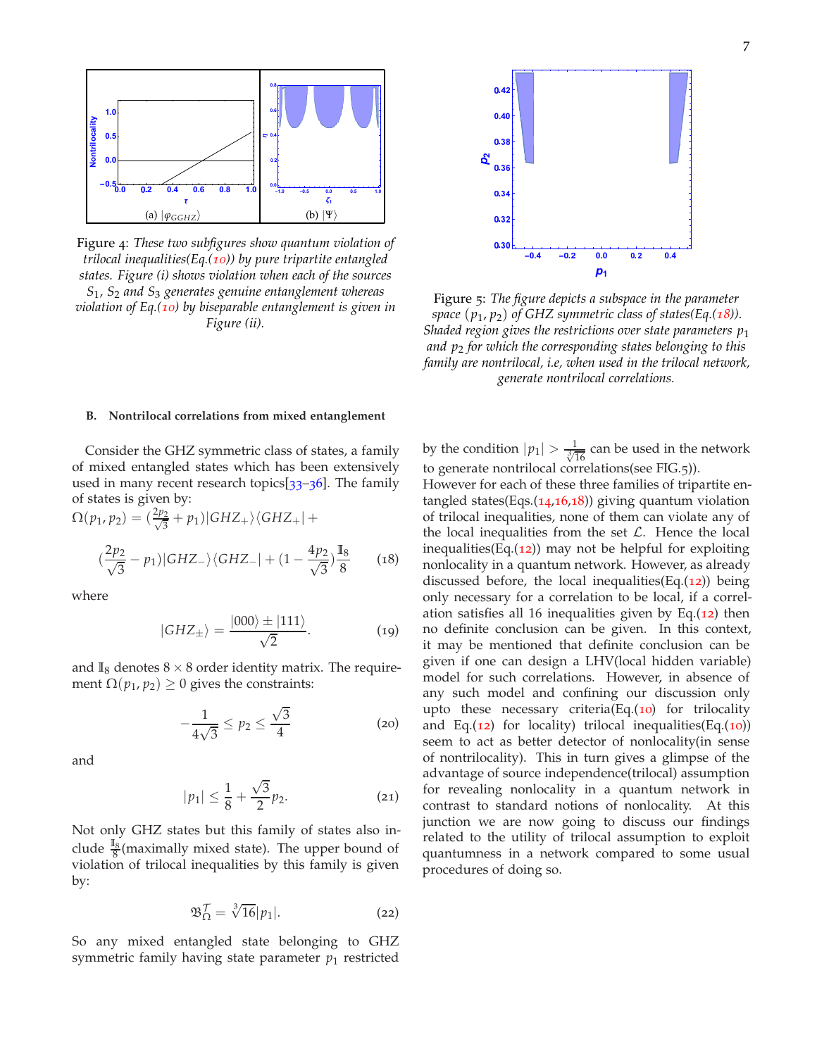Figure 4: *These two subfigures show quantum violation of trilocal inequalities(Eq.(10)) by pure tripartite entangled states. Figure (i) shows violation when each of the sources $S_1$, $S_2$ and $S_3$ generates genuine entanglement whereas violation of Eq.(10) by biseparable entanglement is given in Figure (ii).*

(a) $|\varphi_{GGHZ}\rangle$ (b) $|\Psi\rangle$

Figure 5: *The figure depicts a subspace in the parameter space $(p_1, p_2)$ of GHZ symmetric class of states(Eq.(18)). Shaded region gives the restrictions over state parameters $p_1$ and $p_2$ for which the corresponding states belonging to this family are nontrilocal, i.e, when used in the trilocal network, generate nontrilocal correlations.*

### B. Nontrilocal correlations from mixed entanglement

Consider the GHZ symmetric class of states, a family of mixed entangled states which has been extensively used in many recent research topics[33–36]. The family of states is given by:

$$\Omega(p_1, p_2) = (\frac{2p_2}{\sqrt{3}} + p_1)|GHZ_+\rangle\langle GHZ_+| + (\frac{2p_2}{\sqrt{3}} - p_1)|GHZ_-\rangle\langle GHZ_-| + (1 - \frac{4p_2}{\sqrt{3}})\frac{\mathbb{I}_8}{8} \tag{18}$$

where

$$|GHZ_\pm\rangle = \frac{|000\rangle \pm |111\rangle}{\sqrt{2}}. \tag{19}$$

and $\mathbb{I}_8$ denotes $8 \times 8$ order identity matrix. The requirement $\Omega(p_1, p_2) \geq 0$ gives the constraints:

$$-\frac{1}{4\sqrt{3}} \leq p_2 \leq \frac{\sqrt{3}}{4} \tag{20}$$

and

$$|p_1| \leq \frac{1}{8} + \frac{\sqrt{3}}{2}p_2. \tag{21}$$

Not only GHZ states but this family of states also include $\frac{\mathbb{I}_8}{8}$(maximally mixed state). The upper bound of violation of trilocal inequalities by this family is given by:

$$\mathfrak{B}_\Omega^\mathcal{T} = \sqrt[3]{16}|p_1|. \tag{22}$$

So any mixed entangled state belonging to GHZ symmetric family having state parameter $p_1$ restricted by the condition $|p_1| > \frac{1}{\sqrt[3]{16}}$ can be used in the network to generate nontrilocal correlations(see FIG.5)).

However for each of these three families of tripartite entangled states(Eqs.(14,16,18)) giving quantum violation of trilocal inequalities, none of them can violate any of the local inequalities from the set $\mathcal{L}$. Hence the local inequalities(Eq.(12)) may not be helpful for exploiting nonlocality in a quantum network. However, as already discussed before, the local inequalities(Eq.(12)) being only necessary for a correlation to be local, if a correlation satisfies all 16 inequalities given by Eq.(12) then no definite conclusion can be given. In this context, it may be mentioned that definite conclusion can be given if one can design a LHV(local hidden variable) model for such correlations. However, in absence of any such model and confining our discussion only upto these necessary criteria(Eq.(10) for trilocality and Eq.(12) for locality) trilocal inequalities(Eq.(10)) seem to act as better detector of nonlocality(in sense of nontrilocality). This in turn gives a glimpse of the advantage of source independence(trilocal) assumption for revealing nonlocality in a quantum network in contrast to standard notions of nonlocality. At this junction we are now going to discuss our findings related to the utility of trilocal assumption to exploit quantumness in a network compared to some usual procedures of doing so.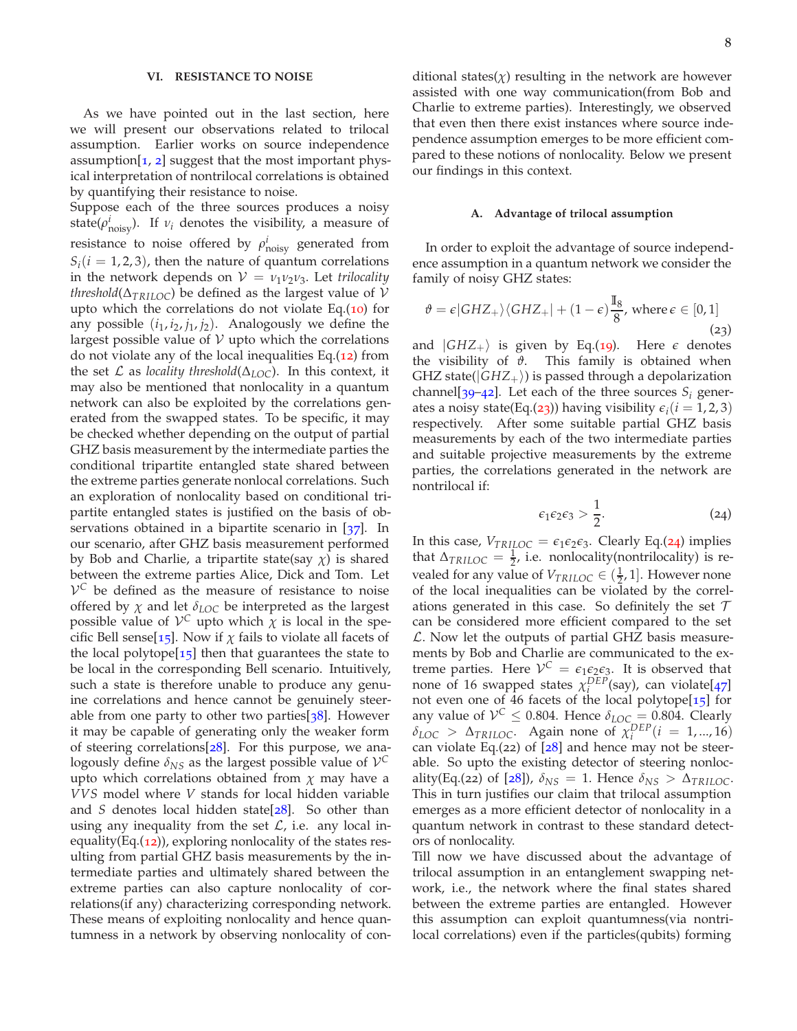## VI. RESISTANCE TO NOISE

As we have pointed out in the last section, here we will present our observations related to trilocal assumption. Earlier works on source independence assumption[1, 2] suggest that the most important physical interpretation of nontrilocal correlations is obtained by quantifying their resistance to noise.

Suppose each of the three sources produces a noisy state($\rho^i_{\text{noisy}}$). If $\nu_i$ denotes the visibility, a measure of resistance to noise offered by $\rho^i_{\text{noisy}}$ generated from $S_i (i = 1, 2, 3)$, then the nature of quantum correlations in the network depends on $\mathcal{V} = \nu_1\nu_2\nu_3$. Let *trilocality threshold*($\Delta_{TRILOC}$) be defined as the largest value of $\mathcal{V}$ upto which the correlations do not violate Eq.(10) for any possible $(i_1, i_2, j_1, j_2)$. Analogously we define the largest possible value of $\mathcal{V}$ upto which the correlations do not violate any of the local inequalities Eq.(12) from the set $\mathcal{L}$ as *locality threshold*($\Delta_{LOC}$). In this context, it may also be mentioned that nonlocality in a quantum network can also be exploited by the correlations generated from the swapped states. To be specific, it may be checked whether depending on the output of partial GHZ basis measurement by the intermediate parties the conditional tripartite entangled state shared between the extreme parties generate nonlocal correlations. Such an exploration of nonlocality based on conditional tripartite entangled states is justified on the basis of observations obtained in a bipartite scenario in [37]. In our scenario, after GHZ basis measurement performed by Bob and Charlie, a tripartite state(say $\chi$) is shared between the extreme parties Alice, Dick and Tom. Let $\mathcal{V}^C$ be defined as the measure of resistance to noise offered by $\chi$ and let $\delta_{LOC}$ be interpreted as the largest possible value of $\mathcal{V}^C$ upto which $\chi$ is local in the specific Bell sense[15]. Now if $\chi$ fails to violate all facets of the local polytope[15] then that guarantees the state to be local in the corresponding Bell scenario. Intuitively, such a state is therefore unable to produce any genuine correlations and hence cannot be genuinely steerable from one party to other two parties[38]. However it may be capable of generating only the weaker form of steering correlations[28]. For this purpose, we analogously define $\delta_{NS}$ as the largest possible value of $\mathcal{V}^C$ upto which correlations obtained from $\chi$ may have a $VVS$ model where $V$ stands for local hidden variable and $S$ denotes local hidden state[28]. So other than using any inequality from the set $\mathcal{L}$, i.e. any local inequality(Eq.(12)), exploring nonlocality of the states resulting from partial GHZ basis measurements by the intermediate parties and ultimately shared between the extreme parties can also capture nonlocality of correlations(if any) characterizing corresponding network. These means of exploiting nonlocality and hence quantumness in a network by observing nonlocality of conditional states($\chi$) resulting in the network are however assisted with one way communication(from Bob and Charlie to extreme parties). Interestingly, we observed that even then there exist instances where source independence assumption emerges to be more efficient compared to these notions of nonlocality. Below we present our findings in this context.

### A. Advantage of trilocal assumption

In order to exploit the advantage of source independence assumption in a quantum network we consider the family of noisy GHZ states:

$$\vartheta = \epsilon|GHZ_+\rangle\langle GHZ_+| + (1-\epsilon)\frac{\mathbb{I}_8}{8}, \text{ where } \epsilon \in [0,1] \tag{23}$$

and $|GHZ_+\rangle$ is given by Eq.(19). Here $\epsilon$ denotes the visibility of $\vartheta$. This family is obtained when GHZ state($|GHZ_+\rangle$) is passed through a depolarization channel[39–42]. Let each of the three sources $S_i$ generates a noisy state(Eq.(23)) having visibility $\epsilon_i (i = 1, 2, 3)$ respectively. After some suitable partial GHZ basis measurements by each of the two intermediate parties and suitable projective measurements by the extreme parties, the correlations generated in the network are nontrilocal if:

$$\epsilon_1\epsilon_2\epsilon_3 > \frac{1}{2}. \tag{24}$$

In this case, $V_{TRILOC} = \epsilon_1\epsilon_2\epsilon_3$. Clearly Eq.(24) implies that $\Delta_{TRILOC} = \frac{1}{2}$, i.e. nonlocality(nontrilocality) is revealed for any value of $V_{TRILOC} \in (\frac{1}{2}, 1]$. However none of the local inequalities can be violated by the correlations generated in this case. So definitely the set $\mathcal{T}$ can be considered more efficient compared to the set $\mathcal{L}$. Now let the outputs of partial GHZ basis measurements by Bob and Charlie are communicated to the extreme parties. Here $\mathcal{V}^C = \epsilon_1\epsilon_2\epsilon_3$. It is observed that none of 16 swapped states $\chi_i^{DEP}$(say), can violate[47] not even one of 46 facets of the local polytope[15] for any value of $\mathcal{V}^C \leq 0.804$. Hence $\delta_{LOC} = 0.804$. Clearly $\delta_{LOC} > \Delta_{TRILOC}$. Again none of $\chi_i^{DEP} (i = 1, ..., 16)$ can violate Eq.(22) of [28] and hence may not be steerable. So upto the existing detector of steering nonlocality(Eq.(22) of [28]), $\delta_{NS} = 1$. Hence $\delta_{NS} > \Delta_{TRILOC}$. This in turn justifies our claim that trilocal assumption emerges as a more efficient detector of nonlocality in a quantum network in contrast to these standard detectors of nonlocality.

Till now we have discussed about the advantage of trilocal assumption in an entanglement swapping network, i.e., the network where the final states shared between the extreme parties are entangled. However this assumption can exploit quantumness(via nontrilocal correlations) even if the particles(qubits) forming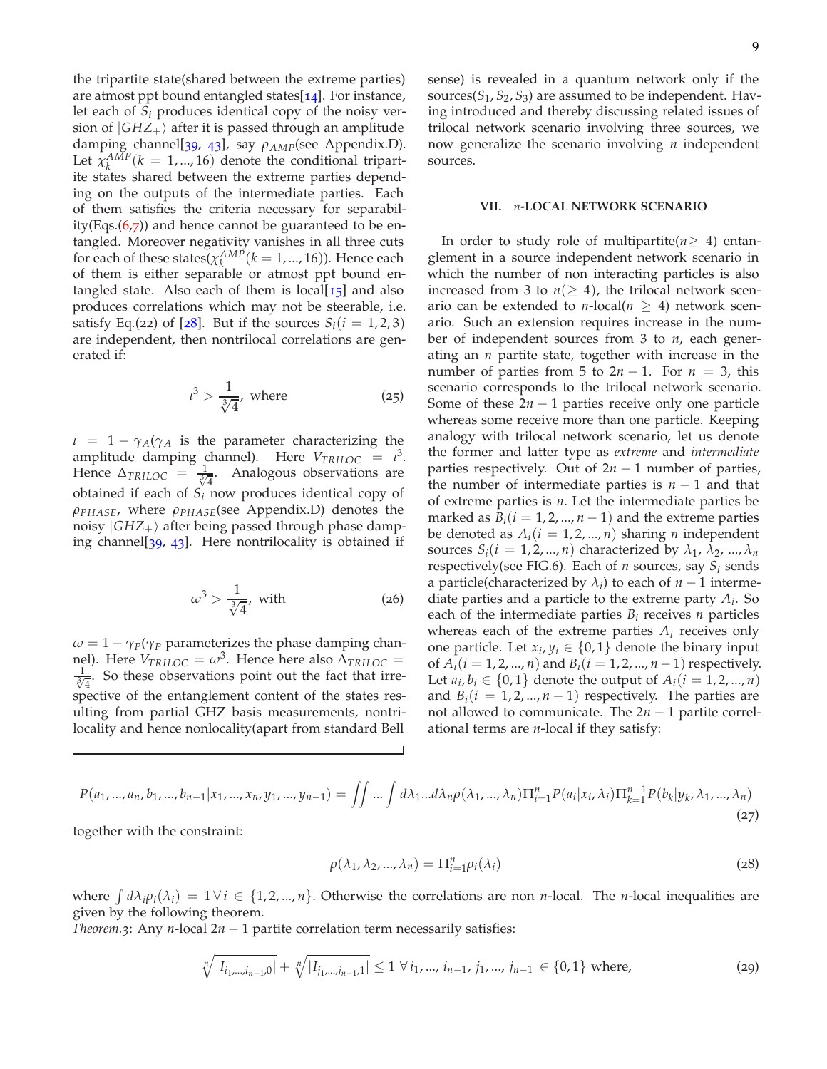the tripartite state(shared between the extreme parties) are atmost ppt bound entangled states[14]. For instance, let each of $S_i$ produces identical copy of the noisy version of $|GHZ_+\rangle$ after it is passed through an amplitude damping channel[39, 43], say $\rho_{AMP}$(see Appendix.D). Let $\chi_k^{AMP}(k=1,...,16)$ denote the conditional tripartite states shared between the extreme parties depending on the outputs of the intermediate parties. Each of them satisfies the criteria necessary for separability(Eqs.(6,7)) and hence cannot be guaranteed to be entangled. Moreover negativity vanishes in all three cuts for each of these states($\chi_k^{AMP}(k=1,...,16)$). Hence each of them is either separable or atmost ppt bound entangled state. Also each of them is local[15] and also produces correlations which may not be steerable, i.e. satisfy Eq.(22) of [28]. But if the sources $S_i(i=1,2,3)$ are independent, then nontrilocal correlations are generated if:

$$\iota^3 > \frac{1}{\sqrt[3]{4}}, \text{ where} \tag{25}$$

$\iota = 1-\gamma_A$($\gamma_A$ is the parameter characterizing the amplitude damping channel). Here $V_{TRILOC} = \iota^3$. Hence $\Delta_{TRILOC} = \frac{1}{\sqrt[3]{4}}$. Analogous observations are obtained if each of $S_i$ now produces identical copy of $\rho_{PHASE}$, where $\rho_{PHASE}$(see Appendix.D) denotes the noisy $|GHZ_+\rangle$ after being passed through phase damping channel[39, 43]. Here nontrilocality is obtained if

$$\omega^3 > \frac{1}{\sqrt[3]{4}}, \text{ with} \tag{26}$$

$\omega = 1-\gamma_P$($\gamma_P$ parameterizes the phase damping channel). Here $V_{TRILOC} = \omega^3$. Hence here also $\Delta_{TRILOC} = \frac{1}{\sqrt[3]{4}}$. So these observations point out the fact that irrespective of the entanglement content of the states resulting from partial GHZ basis measurements, nontrilocality and hence nonlocality(apart from standard Bell sense) is revealed in a quantum network only if the sources($S_1, S_2, S_3$) are assumed to be independent. Having introduced and thereby discussing related issues of trilocal network scenario involving three sources, we now generalize the scenario involving $n$ independent sources.

## VII. $n$-LOCAL NETWORK SCENARIO

In order to study role of multipartite($n\geq 4$) entanglement in a source independent network scenario in which the number of non interacting particles is also increased from 3 to $n(\geq 4)$, the trilocal network scenario can be extended to $n$-local($n \geq 4$) network scenario. Such an extension requires increase in the number of independent sources from 3 to $n$, each generating an $n$ partite state, together with increase in the number of parties from 5 to $2n-1$. For $n=3$, this scenario corresponds to the trilocal network scenario. Some of these $2n-1$ parties receive only one particle whereas some receive more than one particle. Keeping analogy with trilocal network scenario, let us denote the former and latter type as *extreme* and *intermediate* parties respectively. Out of $2n-1$ number of parties, the number of intermediate parties is $n-1$ and that of extreme parties is $n$. Let the intermediate parties be marked as $B_i(i=1,2,...,n-1)$ and the extreme parties be denoted as $A_i(i=1,2,...,n)$ sharing $n$ independent sources $S_i(i=1,2,...,n)$ characterized by $\lambda_1, \lambda_2, ..., \lambda_n$ respectively(see FIG.6). Each of $n$ sources, say $S_i$ sends a particle(characterized by $\lambda_i$) to each of $n-1$ intermediate parties and a particle to the extreme party $A_i$. So each of the intermediate parties $B_i$ receives $n$ particles whereas each of the extreme parties $A_i$ receives only one particle. Let $x_i, y_i \in \{0,1\}$ denote the binary input of $A_i(i=1,2,...,n)$ and $B_i(i=1,2,...,n-1)$ respectively. Let $a_i, b_i \in \{0,1\}$ denote the output of $A_i(i=1,2,...,n)$ and $B_i(i=1,2,...,n-1)$ respectively. The parties are not allowed to communicate. The $2n-1$ partite correlational terms are $n$-local if they satisfy:

$$P(a_1,...,a_n,b_1,...,b_{n-1}|x_1,...,x_n,y_1,...,y_{n-1}) = \iint ... \int d\lambda_1...d\lambda_n \rho(\lambda_1,...,\lambda_n)\Pi_{i=1}^{n} P(a_i|x_i,\lambda_i)\Pi_{k=1}^{n-1} P(b_k|y_k,\lambda_1,...,\lambda_n) \tag{27}$$

together with the constraint:

$$\rho(\lambda_1,\lambda_2,...,\lambda_n) = \Pi_{i=1}^{n}\rho_i(\lambda_i) \tag{28}$$

where $\int d\lambda_i \rho_i(\lambda_i) = 1 \,\forall\, i \in \{1,2,...,n\}$. Otherwise the correlations are non $n$-local. The $n$-local inequalities are given by the following theorem.

*Theorem.3*: Any $n$-local $2n-1$ partite correlation term necessarily satisfies:

$$\sqrt[n]{|I_{i_1,...,i_{n-1},0}|} + \sqrt[n]{|I_{j_1,...,j_{n-1},1}|} \leq 1 \;\forall\, i_1,...,\, i_{n-1},\, j_1,...,\, j_{n-1} \in \{0,1\} \text{ where,} \tag{29}$$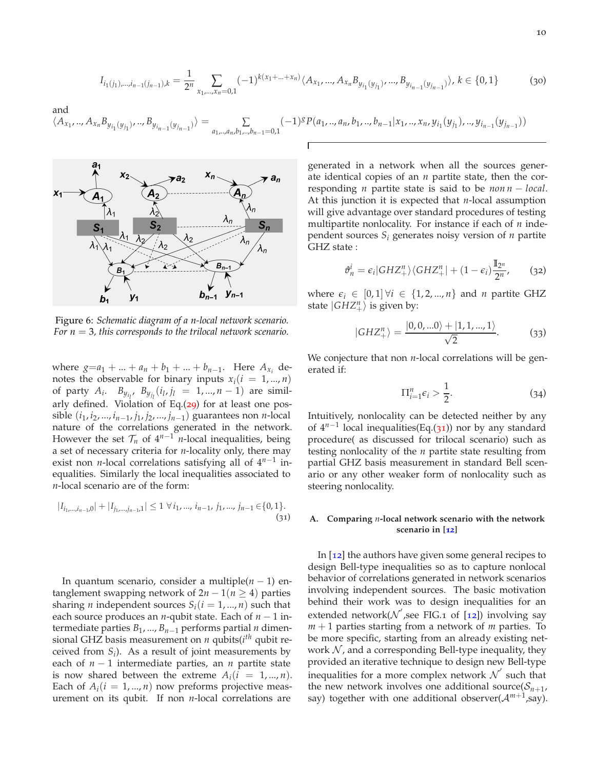$$I_{i_1(j_1),...,i_{n-1}(j_{n-1}),k} = \frac{1}{2^n}\sum_{x_1,...,x_n=0,1}(-1)^{k(x_1+...+x_n)}\langle A_{x_1},...,A_{x_n}B_{y_{i_1}(y_{j_1})},...,B_{y_{i_{n-1}}(y_{j_{n-1}})}\rangle,\ k\in\{0,1\} \quad (30)$$

and

$$\langle A_{x_1},..,A_{x_n}B_{y_{i_1}(y_{j_1})},..,B_{y_{i_{n-1}}(y_{j_{n-1}})}\rangle = \sum_{a_1,..,a_n,b_1,..,b_{n-1}=0,1}(-1)^g P(a_1,..,a_n,b_1,..,b_{n-1}|x_1,..,x_n,y_{i_1}(y_{j_1}),..,y_{i_{n-1}}(y_{j_{n-1}}))$$

Figure 6: *Schematic diagram of a n-local network scenario. For $n=3$, this corresponds to the trilocal network scenario.*

where $g = a_1+...+a_n+b_1+...+b_{n-1}$. Here $A_{x_i}$ denotes the observable for binary inputs $x_i (i=1,...,n)$ of party $A_i$. $B_{y_{i_l}}$, $B_{y_{j_l}} (i_l, j_l = 1,...,n-1)$ are similarly defined. Violation of Eq.(29) for at least one possible $(i_1,i_2,...,i_{n-1},j_1,j_2,...,j_{n-1})$ guarantees non $n$-local nature of the correlations generated in the network. However the set $\mathcal{T}_n$ of $4^{n-1}$ $n$-local inequalities, being a set of necessary criteria for $n$-locality only, there may exist non $n$-local correlations satisfying all of $4^{n-1}$ inequalities. Similarly the local inequalities associated to $n$-local scenario are of the form:

$$|I_{i_1,...,i_{n-1},0}| + |I_{j_1,...,j_{n-1},1}| \leq 1\ \forall i_1,...,i_{n-1}, j_1,...,j_{n-1}\in\{0,1\}. \quad (31)$$

In quantum scenario, consider a multiple$(n-1)$ entanglement swapping network of $2n-1 (n\geq 4)$ parties sharing $n$ independent sources $S_i (i=1,...,n)$ such that each source produces an $n$-qubit state. Each of $n-1$ intermediate parties $B_1,...,B_{n-1}$ performs partial $n$ dimensional GHZ basis measurement on $n$ qubits($i^{th}$ qubit received from $S_i$). As a result of joint measurements by each of $n-1$ intermediate parties, an $n$ partite state is now shared between the extreme $A_i (i=1,...,n)$. Each of $A_i (i=1,...,n)$ now preforms projective measurement on its qubit. If non $n$-local correlations are generated in a network when all the sources generate identical copies of an $n$ partite state, then the corresponding $n$ partite state is said to be *non* $n-$*local*. At this junction it is expected that $n$-local assumption will give advantage over standard procedures of testing multipartite nonlocality. For instance if each of $n$ independent sources $S_i$ generates noisy version of $n$ partite GHZ state :

$$\vartheta_n^i = \epsilon_i|GHZ_+^n\rangle\langle GHZ_+^n| + (1-\epsilon_i)\frac{\mathbb{I}_{2^n}}{2^n}, \quad (32)$$

where $\epsilon_i \in [0,1]\,\forall i \in \{1,2,...,n\}$ and $n$ partite GHZ state $|GHZ_+^n\rangle$ is given by:

$$|GHZ_+^n\rangle = \frac{|0,0,...0\rangle + |1,1,...,1\rangle}{\sqrt{2}}. \quad (33)$$

We conjecture that non $n$-local correlations will be generated if:

$$\Pi_{i=1}^n\epsilon_i > \frac{1}{2}. \quad (34)$$

Intuitively, nonlocality can be detected neither by any of $4^{n-1}$ local inequalities(Eq.(31)) nor by any standard procedure( as discussed for trilocal scenario) such as testing nonlocality of the $n$ partite state resulting from partial GHZ basis measurement in standard Bell scenario or any other weaker form of nonlocality such as steering nonlocality.

### A. Comparing $n$-local network scenario with the network scenario in [12]

In [12] the authors have given some general recipes to design Bell-type inequalities so as to capture nonlocal behavior of correlations generated in network scenarios involving independent sources. The basic motivation behind their work was to design inequalities for an extended network($\mathcal{N}'$,see FIG.1 of [12]) involving say $m+1$ parties starting from a network of $m$ parties. To be more specific, starting from an already existing network $\mathcal{N}$, and a corresponding Bell-type inequality, they provided an iterative technique to design new Bell-type inequalities for a more complex network $\mathcal{N}'$ such that the new network involves one additional source($\mathcal{S}_{n+1}$, say) together with one additional observer($\mathcal{A}^{m+1}$,say).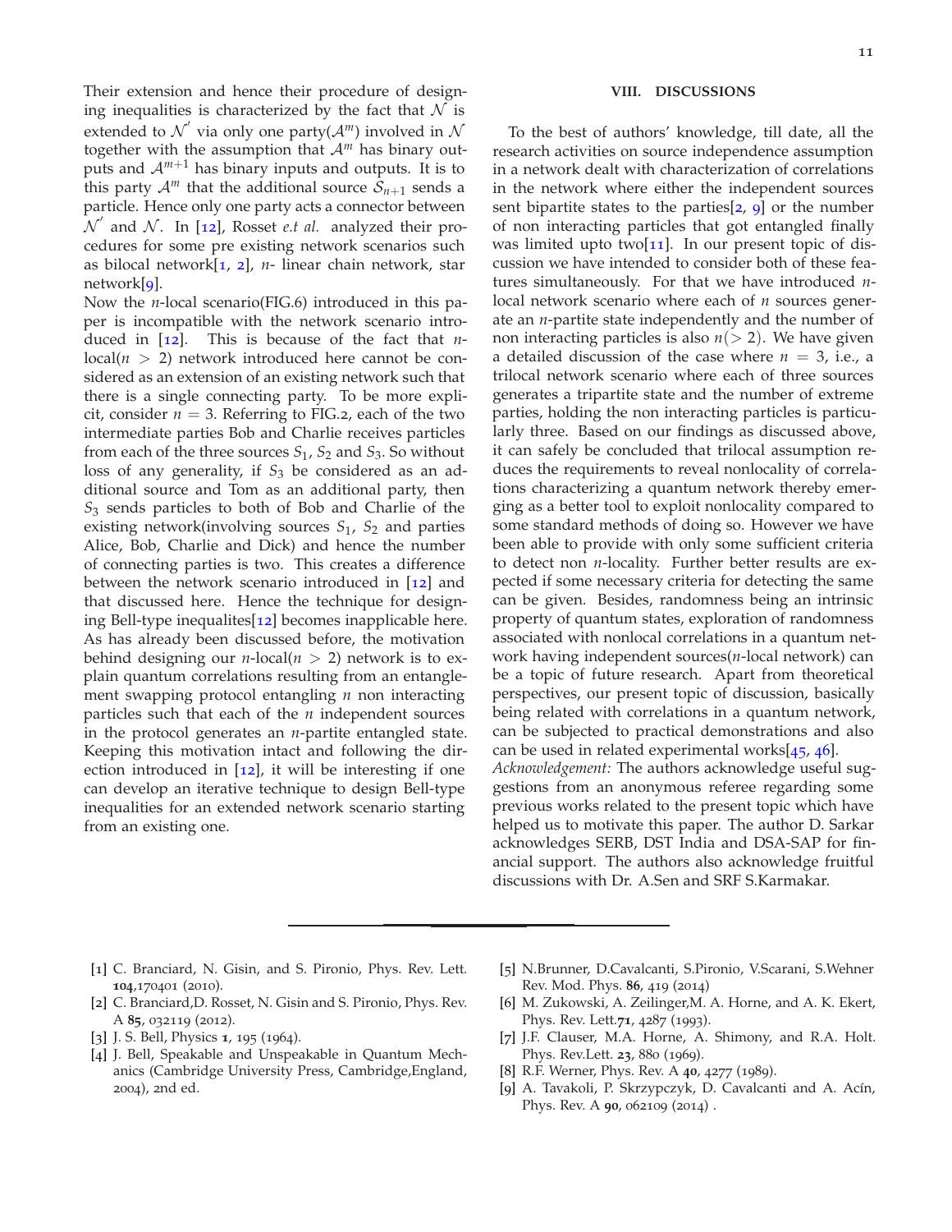Their extension and hence their procedure of designing inequalities is characterized by the fact that $\mathcal{N}$ is extended to $\mathcal{N}^{'}$ via only one party($\mathcal{A}^m$) involved in $\mathcal{N}$ together with the assumption that $\mathcal{A}^m$ has binary outputs and $\mathcal{A}^{m+1}$ has binary inputs and outputs. It is to this party $\mathcal{A}^m$ that the additional source $\mathcal{S}_{n+1}$ sends a particle. Hence only one party acts a connector between $\mathcal{N}^{'}$ and $\mathcal{N}$. In [12], Rosset *e.t al.* analyzed their procedures for some pre existing network scenarios such as bilocal network[1, 2], $n$- linear chain network, star network[9].

Now the $n$-local scenario(FIG.6) introduced in this paper is incompatible with the network scenario introduced in [12]. This is because of the fact that $n$-local($n > 2$) network introduced here cannot be considered as an extension of an existing network such that there is a single connecting party. To be more explicit, consider $n = 3$. Referring to FIG.2, each of the two intermediate parties Bob and Charlie receives particles from each of the three sources $S_1$, $S_2$ and $S_3$. So without loss of any generality, if $S_3$ be considered as an additional source and Tom as an additional party, then $S_3$ sends particles to both of Bob and Charlie of the existing network(involving sources $S_1$, $S_2$ and parties Alice, Bob, Charlie and Dick) and hence the number of connecting parties is two. This creates a difference between the network scenario introduced in [12] and that discussed here. Hence the technique for designing Bell-type inequalites[12] becomes inapplicable here. As has already been discussed before, the motivation behind designing our $n$-local($n > 2$) network is to explain quantum correlations resulting from an entanglement swapping protocol entangling $n$ non interacting particles such that each of the $n$ independent sources in the protocol generates an $n$-partite entangled state. Keeping this motivation intact and following the direction introduced in [12], it will be interesting if one can develop an iterative technique to design Bell-type inequalities for an extended network scenario starting from an existing one.

## VIII. DISCUSSIONS

To the best of authors' knowledge, till date, all the research activities on source independence assumption in a network dealt with characterization of correlations in the network where either the independent sources sent bipartite states to the parties[2, 9] or the number of non interacting particles that got entangled finally was limited upto two[11]. In our present topic of discussion we have intended to consider both of these features simultaneously. For that we have introduced $n$-local network scenario where each of $n$ sources generate an $n$-partite state independently and the number of non interacting particles is also $n(> 2)$. We have given a detailed discussion of the case where $n = 3$, i.e., a trilocal network scenario where each of three sources generates a tripartite state and the number of extreme parties, holding the non interacting particles is particularly three. Based on our findings as discussed above, it can safely be concluded that trilocal assumption reduces the requirements to reveal nonlocality of correlations characterizing a quantum network thereby emerging as a better tool to exploit nonlocality compared to some standard methods of doing so. However we have been able to provide with only some sufficient criteria to detect non $n$-locality. Further better results are expected if some necessary criteria for detecting the same can be given. Besides, randomness being an intrinsic property of quantum states, exploration of randomness associated with nonlocal correlations in a quantum network having independent sources($n$-local network) can be a topic of future research. Apart from theoretical perspectives, our present topic of discussion, basically being related with correlations in a quantum network, can be subjected to practical demonstrations and also can be used in related experimental works[45, 46].

*Acknowledgement:* The authors acknowledge useful suggestions from an anonymous referee regarding some previous works related to the present topic which have helped us to motivate this paper. The author D. Sarkar acknowledges SERB, DST India and DSA-SAP for financial support. The authors also acknowledge fruitful discussions with Dr. A.Sen and SRF S.Karmakar.

---

- [1] C. Branciard, N. Gisin, and S. Pironio, Phys. Rev. Lett. **104**,170401 (2010).
- [2] C. Branciard,D. Rosset, N. Gisin and S. Pironio, Phys. Rev. A **85**, 032119 (2012).
- [3] J. S. Bell, Physics **1**, 195 (1964).
- [4] J. Bell, Speakable and Unspeakable in Quantum Mechanics (Cambridge University Press, Cambridge,England, 2004), 2nd ed.
- [5] N.Brunner, D.Cavalcanti, S.Pironio, V.Scarani, S.Wehner Rev. Mod. Phys. **86**, 419 (2014)
- [6] M. Zukowski, A. Zeilinger,M. A. Horne, and A. K. Ekert, Phys. Rev. Lett.**71**, 4287 (1993).
- [7] J.F. Clauser, M.A. Horne, A. Shimony, and R.A. Holt. Phys. Rev.Lett. **23**, 880 (1969).
- [8] R.F. Werner, Phys. Rev. A **40**, 4277 (1989).
- [9] A. Tavakoli, P. Skrzypczyk, D. Cavalcanti and A. Acín, Phys. Rev. A **90**, 062109 (2014) .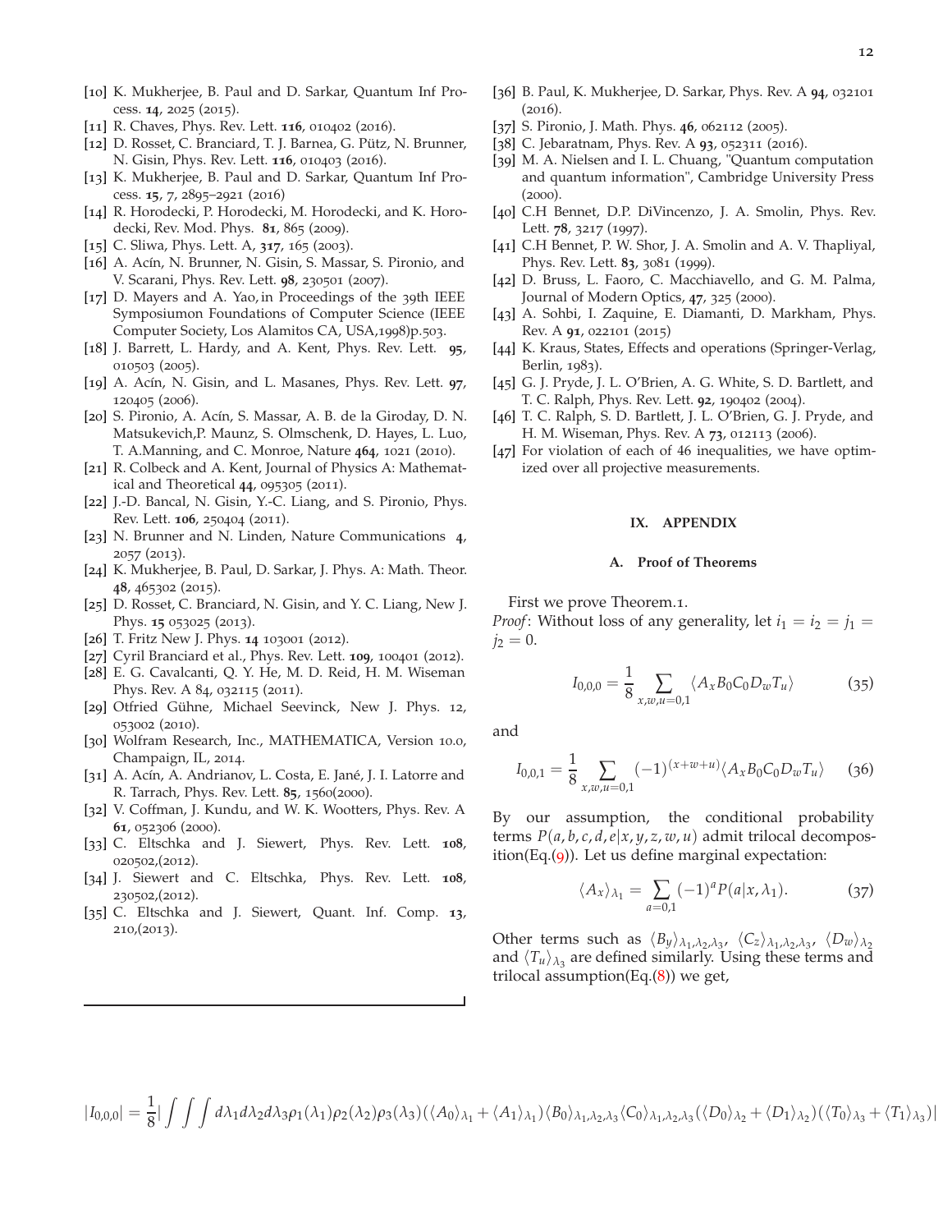[10] K. Mukherjee, B. Paul and D. Sarkar, Quantum Inf Process. **14**, 2025 (2015).

[11] R. Chaves, Phys. Rev. Lett. **116**, 010402 (2016).

[12] D. Rosset, C. Branciard, T. J. Barnea, G. Pütz, N. Brunner, N. Gisin, Phys. Rev. Lett. **116**, 010403 (2016).

[13] K. Mukherjee, B. Paul and D. Sarkar, Quantum Inf Process. **15**, 7, 2895–2921 (2016)

[14] R. Horodecki, P. Horodecki, M. Horodecki, and K. Horodecki, Rev. Mod. Phys. **81**, 865 (2009).

[15] C. Sliwa, Phys. Lett. A, **317**, 165 (2003).

[16] A. Acín, N. Brunner, N. Gisin, S. Massar, S. Pironio, and V. Scarani, Phys. Rev. Lett. **98**, 230501 (2007).

[17] D. Mayers and A. Yao, in Proceedings of the 39th IEEE Symposiumon Foundations of Computer Science (IEEE Computer Society, Los Alamitos CA, USA,1998)p.503.

[18] J. Barrett, L. Hardy, and A. Kent, Phys. Rev. Lett. **95**, 010503 (2005).

[19] A. Acín, N. Gisin, and L. Masanes, Phys. Rev. Lett. **97**, 120405 (2006).

[20] S. Pironio, A. Acín, S. Massar, A. B. de la Giroday, D. N. Matsukevich, P. Maunz, S. Olmschenk, D. Hayes, L. Luo, T. A. Manning, and C. Monroe, Nature **464**, 1021 (2010).

[21] R. Colbeck and A. Kent, Journal of Physics A: Mathematical and Theoretical **44**, 095305 (2011).

[22] J.-D. Bancal, N. Gisin, Y.-C. Liang, and S. Pironio, Phys. Rev. Lett. **106**, 250404 (2011).

[23] N. Brunner and N. Linden, Nature Communications **4**, 2057 (2013).

[24] K. Mukherjee, B. Paul, D. Sarkar, J. Phys. A: Math. Theor. **48**, 465302 (2015).

[25] D. Rosset, C. Branciard, N. Gisin, and Y. C. Liang, New J. Phys. **15** 053025 (2013).

[26] T. Fritz New J. Phys. **14** 103001 (2012).

[27] Cyril Branciard et al., Phys. Rev. Lett. **109**, 100401 (2012).

[28] E. G. Cavalcanti, Q. Y. He, M. D. Reid, H. M. Wiseman Phys. Rev. A 84, 032115 (2011).

[29] Otfried Gühne, Michael Seevinck, New J. Phys. 12, 053002 (2010).

[30] Wolfram Research, Inc., MATHEMATICA, Version 10.0, Champaign, IL, 2014.

[31] A. Acín, A. Andrianov, L. Costa, E. Jané, J. I. Latorre and R. Tarrach, Phys. Rev. Lett. **85**, 1560(2000).

[32] V. Coffman, J. Kundu, and W. K. Wootters, Phys. Rev. A **61**, 052306 (2000).

[33] C. Eltschka and J. Siewert, Phys. Rev. Lett. **108**, 020502,(2012).

[34] J. Siewert and C. Eltschka, Phys. Rev. Lett. **108**, 230502,(2012).

[35] C. Eltschka and J. Siewert, Quant. Inf. Comp. **13**, 210,(2013).

[36] B. Paul, K. Mukherjee, D. Sarkar, Phys. Rev. A **94**, 032101 (2016).

[37] S. Pironio, J. Math. Phys. **46**, 062112 (2005).

[38] C. Jebaratnam, Phys. Rev. A **93**, 052311 (2016).

[39] M. A. Nielsen and I. L. Chuang, "Quantum computation and quantum information", Cambridge University Press (2000).

[40] C.H Bennet, D.P. DiVincenzo, J. A. Smolin, Phys. Rev. Lett. **78**, 3217 (1997).

[41] C.H Bennet, P. W. Shor, J. A. Smolin and A. V. Thapliyal, Phys. Rev. Lett. **83**, 3081 (1999).

[42] D. Bruss, L. Faoro, C. Macchiavello, and G. M. Palma, Journal of Modern Optics, **47**, 325 (2000).

[43] A. Sohbi, I. Zaquine, E. Diamanti, D. Markham, Phys. Rev. A **91**, 022101 (2015)

[44] K. Kraus, States, Effects and operations (Springer-Verlag, Berlin, 1983).

[45] G. J. Pryde, J. L. O'Brien, A. G. White, S. D. Bartlett, and T. C. Ralph, Phys. Rev. Lett. **92**, 190402 (2004).

[46] T. C. Ralph, S. D. Bartlett, J. L. O'Brien, G. J. Pryde, and H. M. Wiseman, Phys. Rev. A **73**, 012113 (2006).

[47] For violation of each of 46 inequalities, we have optimized over all projective measurements.

## IX. APPENDIX

### A. Proof of Theorems

First we prove Theorem.1.

*Proof*: Without loss of any generality, let $i_1 = i_2 = j_1 = j_2 = 0$.

$$I_{0,0,0} = \frac{1}{8}\sum_{x,w,u=0,1}\langle A_x B_0 C_0 D_w T_u\rangle \tag{35}$$

and

$$I_{0,0,1} = \frac{1}{8}\sum_{x,w,u=0,1}(-1)^{(x+w+u)}\langle A_x B_0 C_0 D_w T_u\rangle \tag{36}$$

By our assumption, the conditional probability terms $P(a,b,c,d,e|x,y,z,w,u)$ admit trilocal decomposition(Eq.(9)). Let us define marginal expectation:

$$\langle A_x\rangle_{\lambda_1} = \sum_{a=0,1}(-1)^a P(a|x,\lambda_1). \tag{37}$$

Other terms such as $\langle B_y\rangle_{\lambda_1,\lambda_2,\lambda_3}$, $\langle C_z\rangle_{\lambda_1,\lambda_2,\lambda_3}$, $\langle D_w\rangle_{\lambda_2}$ and $\langle T_u\rangle_{\lambda_3}$ are defined similarly. Using these terms and trilocal assumption(Eq.(8)) we get,

$$|I_{0,0,0}| = \frac{1}{8}\left|\int\int\int d\lambda_1 d\lambda_2 d\lambda_3 \rho_1(\lambda_1)\rho_2(\lambda_2)\rho_3(\lambda_3)(\langle A_0\rangle_{\lambda_1}+\langle A_1\rangle_{\lambda_1})\langle B_0\rangle_{\lambda_1,\lambda_2,\lambda_3}\langle C_0\rangle_{\lambda_1,\lambda_2,\lambda_3}(\langle D_0\rangle_{\lambda_2}+\langle D_1\rangle_{\lambda_2})(\langle T_0\rangle_{\lambda_3}+\langle T_1\rangle_{\lambda_3})\right|$$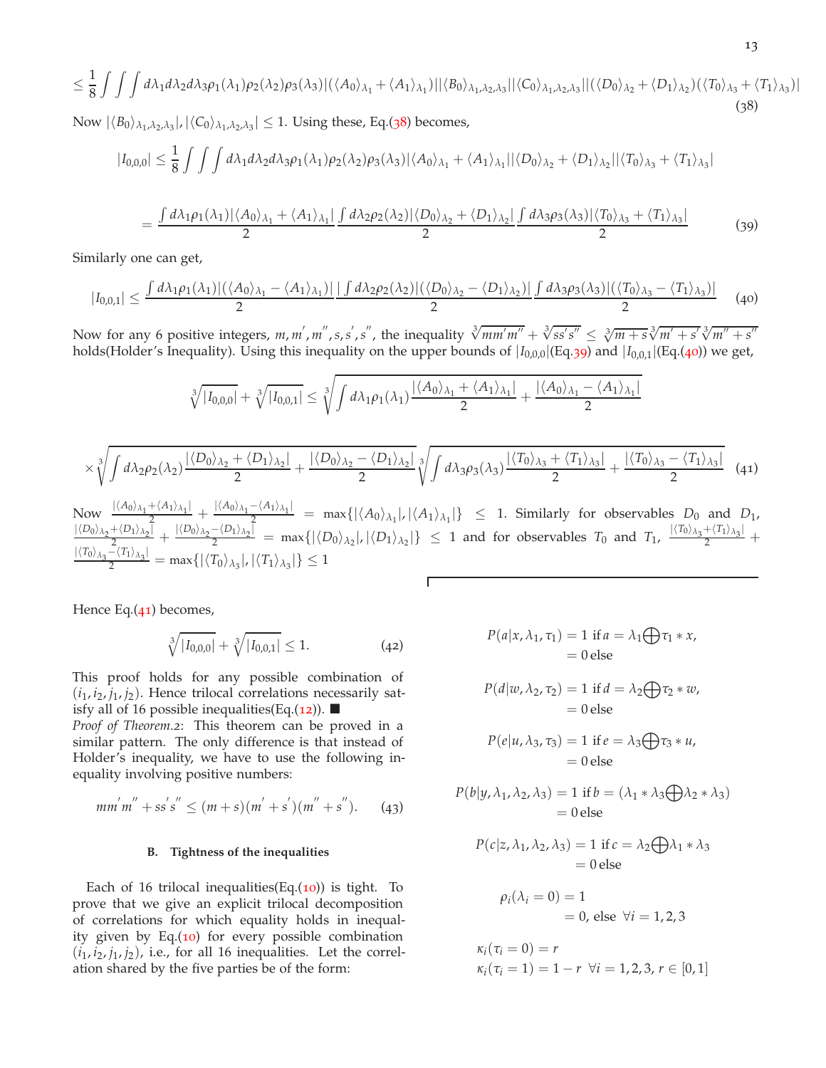$$\leq \frac{1}{8}\int\int\int d\lambda_1 d\lambda_2 d\lambda_3 \rho_1(\lambda_1)\rho_2(\lambda_2)\rho_3(\lambda_3)|(\langle A_0\rangle_{\lambda_1}+\langle A_1\rangle_{\lambda_1})||\langle B_0\rangle_{\lambda_1,\lambda_2,\lambda_3}||\langle C_0\rangle_{\lambda_1,\lambda_2,\lambda_3}||(\langle D_0\rangle_{\lambda_2}+\langle D_1\rangle_{\lambda_2})(\langle T_0\rangle_{\lambda_3}+\langle T_1\rangle_{\lambda_3})| \tag{38}$$

Now $|\langle B_0\rangle_{\lambda_1,\lambda_2,\lambda_3}|, |\langle C_0\rangle_{\lambda_1,\lambda_2,\lambda_3}| \leq 1$. Using these, Eq.(38) becomes,

$$|I_{0,0,0}| \leq \frac{1}{8}\int\int\int d\lambda_1 d\lambda_2 d\lambda_3 \rho_1(\lambda_1)\rho_2(\lambda_2)\rho_3(\lambda_3)|\langle A_0\rangle_{\lambda_1}+\langle A_1\rangle_{\lambda_1}||\langle D_0\rangle_{\lambda_2}+\langle D_1\rangle_{\lambda_2}||\langle T_0\rangle_{\lambda_3}+\langle T_1\rangle_{\lambda_3}|$$

$$= \frac{\int d\lambda_1\rho_1(\lambda_1)|\langle A_0\rangle_{\lambda_1}+\langle A_1\rangle_{\lambda_1}|}{2}\frac{\int d\lambda_2\rho_2(\lambda_2)|\langle D_0\rangle_{\lambda_2}+\langle D_1\rangle_{\lambda_2}|}{2}\frac{\int d\lambda_3\rho_3(\lambda_3)|\langle T_0\rangle_{\lambda_3}+\langle T_1\rangle_{\lambda_3}|}{2} \tag{39}$$

Similarly one can get,

$$|I_{0,0,1}| \leq \frac{\int d\lambda_1\rho_1(\lambda_1)|(\langle A_0\rangle_{\lambda_1}-\langle A_1\rangle_{\lambda_1})|}{2}\frac{|\int d\lambda_2\rho_2(\lambda_2)|(\langle D_0\rangle_{\lambda_2}-\langle D_1\rangle_{\lambda_2})|}{2}\frac{\int d\lambda_3\rho_3(\lambda_3)|(\langle T_0\rangle_{\lambda_3}-\langle T_1\rangle_{\lambda_3})|}{2} \tag{40}$$

Now for any 6 positive integers, $m, m', m'', s, s', s''$, the inequality $\sqrt[3]{mm'm''}+\sqrt[3]{ss's''} \leq \sqrt[3]{m+s}\sqrt[3]{m'+s'}\sqrt[3]{m''+s''}$ holds(Holder's Inequality). Using this inequality on the upper bounds of $|I_{0,0,0}|$(Eq.39) and $|I_{0,0,1}|$(Eq.(40)) we get,

$$\sqrt[3]{|I_{0,0,0}|}+\sqrt[3]{|I_{0,0,1}|} \leq \sqrt[3]{\int d\lambda_1\rho_1(\lambda_1)\frac{|\langle A_0\rangle_{\lambda_1}+\langle A_1\rangle_{\lambda_1}|}{2}+\frac{|\langle A_0\rangle_{\lambda_1}-\langle A_1\rangle_{\lambda_1}|}{2}}$$

$$\times\sqrt[3]{\int d\lambda_2\rho_2(\lambda_2)\frac{|\langle D_0\rangle_{\lambda_2}+\langle D_1\rangle_{\lambda_2}|}{2}+\frac{|\langle D_0\rangle_{\lambda_2}-\langle D_1\rangle_{\lambda_2}|}{2}}\sqrt[3]{\int d\lambda_3\rho_3(\lambda_3)\frac{|\langle T_0\rangle_{\lambda_3}+\langle T_1\rangle_{\lambda_3}|}{2}+\frac{|\langle T_0\rangle_{\lambda_3}-\langle T_1\rangle_{\lambda_3}|}{2}} \tag{41}$$

Now $\frac{|\langle A_0\rangle_{\lambda_1}+\langle A_1\rangle_{\lambda_1}|}{2}+\frac{|\langle A_0\rangle_{\lambda_1}-\langle A_1\rangle_{\lambda_1}|}{2} = \max\{|\langle A_0\rangle_{\lambda_1}|, |\langle A_1\rangle_{\lambda_1}|\} \leq 1$. Similarly for observables $D_0$ and $D_1$, $\frac{|\langle D_0\rangle_{\lambda_2}+\langle D_1\rangle_{\lambda_2}|}{2}+\frac{|\langle D_0\rangle_{\lambda_2}-\langle D_1\rangle_{\lambda_2}|}{2} = \max\{|\langle D_0\rangle_{\lambda_2}|, |\langle D_1\rangle_{\lambda_2}|\} \leq 1$ and for observables $T_0$ and $T_1$, $\frac{|\langle T_0\rangle_{\lambda_3}+\langle T_1\rangle_{\lambda_3}|}{2}+\frac{|\langle T_0\rangle_{\lambda_3}-\langle T_1\rangle_{\lambda_3}|}{2} = \max\{|\langle T_0\rangle_{\lambda_3}|, |\langle T_1\rangle_{\lambda_3}|\} \leq 1$

Hence Eq.(41) becomes,

$$\sqrt[3]{|I_{0,0,0}|}+\sqrt[3]{|I_{0,0,1}|} \leq 1. \tag{42}$$

This proof holds for any possible combination of $(i_1, i_2, j_1, j_2)$. Hence trilocal correlations necessarily satisfy all of 16 possible inequalities(Eq.(12)). ∎

*Proof of Theorem.2*: This theorem can be proved in a similar pattern. The only difference is that instead of Holder's inequality, we have to use the following inequality involving positive numbers:

$$mm'm''+ss's'' \leq (m+s)(m'+s')(m''+s''). \tag{43}$$

### B. Tightness of the inequalities

Each of 16 trilocal inequalities(Eq.(10)) is tight. To prove that we give an explicit trilocal decomposition of correlations for which equality holds in inequality given by Eq.(10) for every possible combination $(i_1, i_2, j_1, j_2)$, i.e., for all 16 inequalities. Let the correlation shared by the five parties be of the form:

$$P(a|x,\lambda_1,\tau_1) = 1 \text{ if } a = \lambda_1\bigoplus\tau_1 * x,$$
$$= 0 \text{ else}$$

$$P(d|w,\lambda_2,\tau_2) = 1 \text{ if } d = \lambda_2\bigoplus\tau_2 * w,$$
$$= 0 \text{ else}$$

$$P(e|u,\lambda_3,\tau_3) = 1 \text{ if } e = \lambda_3\bigoplus\tau_3 * u,$$
$$= 0 \text{ else}$$

$$P(b|y,\lambda_1,\lambda_2,\lambda_3) = 1 \text{ if } b = (\lambda_1 * \lambda_3\bigoplus\lambda_2 * \lambda_3)$$
$$= 0 \text{ else}$$

$$P(c|z,\lambda_1,\lambda_2,\lambda_3) = 1 \text{ if } c = \lambda_2\bigoplus\lambda_1 * \lambda_3$$
$$= 0 \text{ else}$$

$$\rho_i(\lambda_i = 0) = 1$$
$$= 0, \text{ else } \forall i = 1,2,3$$

$$\kappa_i(\tau_i = 0) = r$$
$$\kappa_i(\tau_i = 1) = 1-r \;\; \forall i = 1,2,3, \; r\in[0,1]$$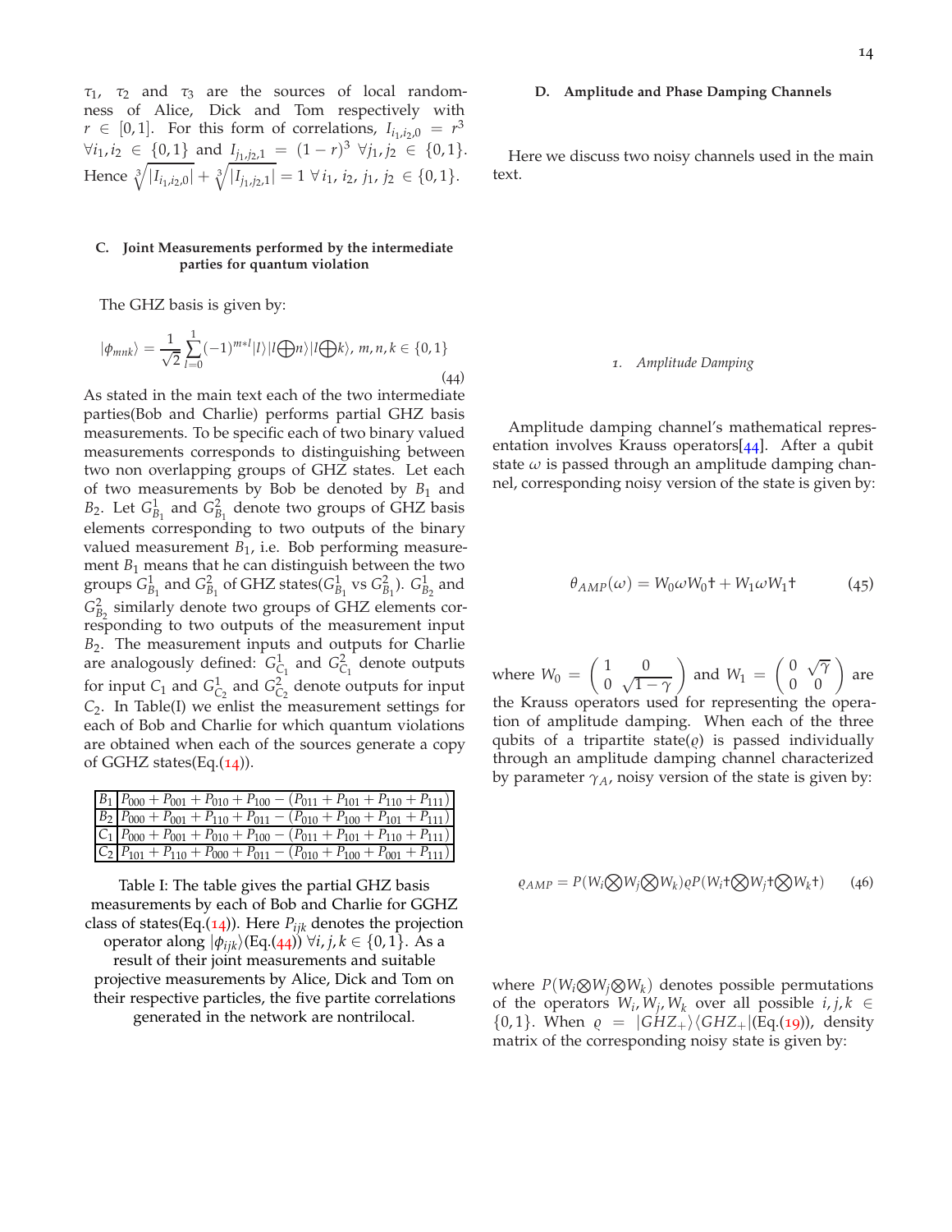$\tau_1$, $\tau_2$ and $\tau_3$ are the sources of local randomness of Alice, Dick and Tom respectively with $r \in [0,1]$. For this form of correlations, $I_{i_1,i_2,0} = r^3$ $\forall i_1, i_2 \in \{0,1\}$ and $I_{j_1,j_2,1} = (1-r)^3$ $\forall j_1, j_2 \in \{0,1\}$. Hence $\sqrt[3]{|I_{i_1,i_2,0}|} + \sqrt[3]{|I_{j_1,j_2,1}|} = 1$ $\forall\, i_1, i_2, j_1, j_2 \in \{0,1\}$.

### C. Joint Measurements performed by the intermediate parties for quantum violation

The GHZ basis is given by:

$$|\phi_{mnk}\rangle = \frac{1}{\sqrt{2}}\sum_{l=0}^{1}(-1)^{m*l}|l\rangle|l\bigoplus n\rangle|l\bigoplus k\rangle,\ m,n,k \in \{0,1\} \tag{44}$$

As stated in the main text each of the two intermediate parties(Bob and Charlie) performs partial GHZ basis measurements. To be specific each of two binary valued measurements corresponds to distinguishing between two non overlapping groups of GHZ states. Let each of two measurements by Bob be denoted by $B_1$ and $B_2$. Let $G^1_{B_1}$ and $G^2_{B_1}$ denote two groups of GHZ basis elements corresponding to two outputs of the binary valued measurement $B_1$, i.e. Bob performing measurement $B_1$ means that he can distinguish between the two groups $G^1_{B_1}$ and $G^2_{B_1}$ of GHZ states($G^1_{B_1}$ vs $G^2_{B_1}$). $G^1_{B_2}$ and $G^2_{B_2}$ similarly denote two groups of GHZ elements corresponding to two outputs of the measurement input $B_2$. The measurement inputs and outputs for Charlie are analogously defined: $G^1_{C_1}$ and $G^2_{C_1}$ denote outputs for input $C_1$ and $G^1_{C_2}$ and $G^2_{C_2}$ denote outputs for input $C_2$. In Table(I) we enlist the measurement settings for each of Bob and Charlie for which quantum violations are obtained when each of the sources generate a copy of GGHZ states(Eq.(14)).

| | |
|---|---|
| $B_1$ | $P_{000}+P_{001}+P_{010}+P_{100}-(P_{011}+P_{101}+P_{110}+P_{111})$ |
| $B_2$ | $P_{000}+P_{001}+P_{110}+P_{011}-(P_{010}+P_{100}+P_{101}+P_{111})$ |
| $C_1$ | $P_{000}+P_{001}+P_{010}+P_{100}-(P_{011}+P_{101}+P_{110}+P_{111})$ |
| $C_2$ | $P_{101}+P_{110}+P_{000}+P_{011}-(P_{010}+P_{100}+P_{001}+P_{111})$ |

Table I: The table gives the partial GHZ basis measurements by each of Bob and Charlie for GGHZ class of states(Eq.(14)). Here $P_{ijk}$ denotes the projection operator along $|\phi_{ijk}\rangle$(Eq.(44)) $\forall i,j,k \in \{0,1\}$. As a result of their joint measurements and suitable projective measurements by Alice, Dick and Tom on their respective particles, the five partite correlations generated in the network are nontrilocal.

### D. Amplitude and Phase Damping Channels

Here we discuss two noisy channels used in the main text.

#### 1. Amplitude Damping

Amplitude damping channel's mathematical representation involves Krauss operators[44]. After a qubit state $\omega$ is passed through an amplitude damping channel, corresponding noisy version of the state is given by:

$$\theta_{AMP}(\omega) = W_0\omega W_0\dagger + W_1\omega W_1\dagger \tag{45}$$

where $W_0 = \begin{pmatrix} 1 & 0 \\ 0 & \sqrt{1-\gamma} \end{pmatrix}$ and $W_1 = \begin{pmatrix} 0 & \sqrt{\gamma} \\ 0 & 0 \end{pmatrix}$ are the Krauss operators used for representing the operation of amplitude damping. When each of the three qubits of a tripartite state($\varrho$) is passed individually through an amplitude damping channel characterized by parameter $\gamma_A$, noisy version of the state is given by:

$$\varrho_{AMP} = P(W_i\bigotimes W_j\bigotimes W_k)\varrho P(W_i\dagger\bigotimes W_j\dagger\bigotimes W_k\dagger) \tag{46}$$

where $P(W_i\otimes W_j\otimes W_k)$ denotes possible permutations of the operators $W_i, W_j, W_k$ over all possible $i,j,k \in \{0,1\}$. When $\varrho = |GHZ_+\rangle\langle GHZ_+|$(Eq.(19)), density matrix of the corresponding noisy state is given by: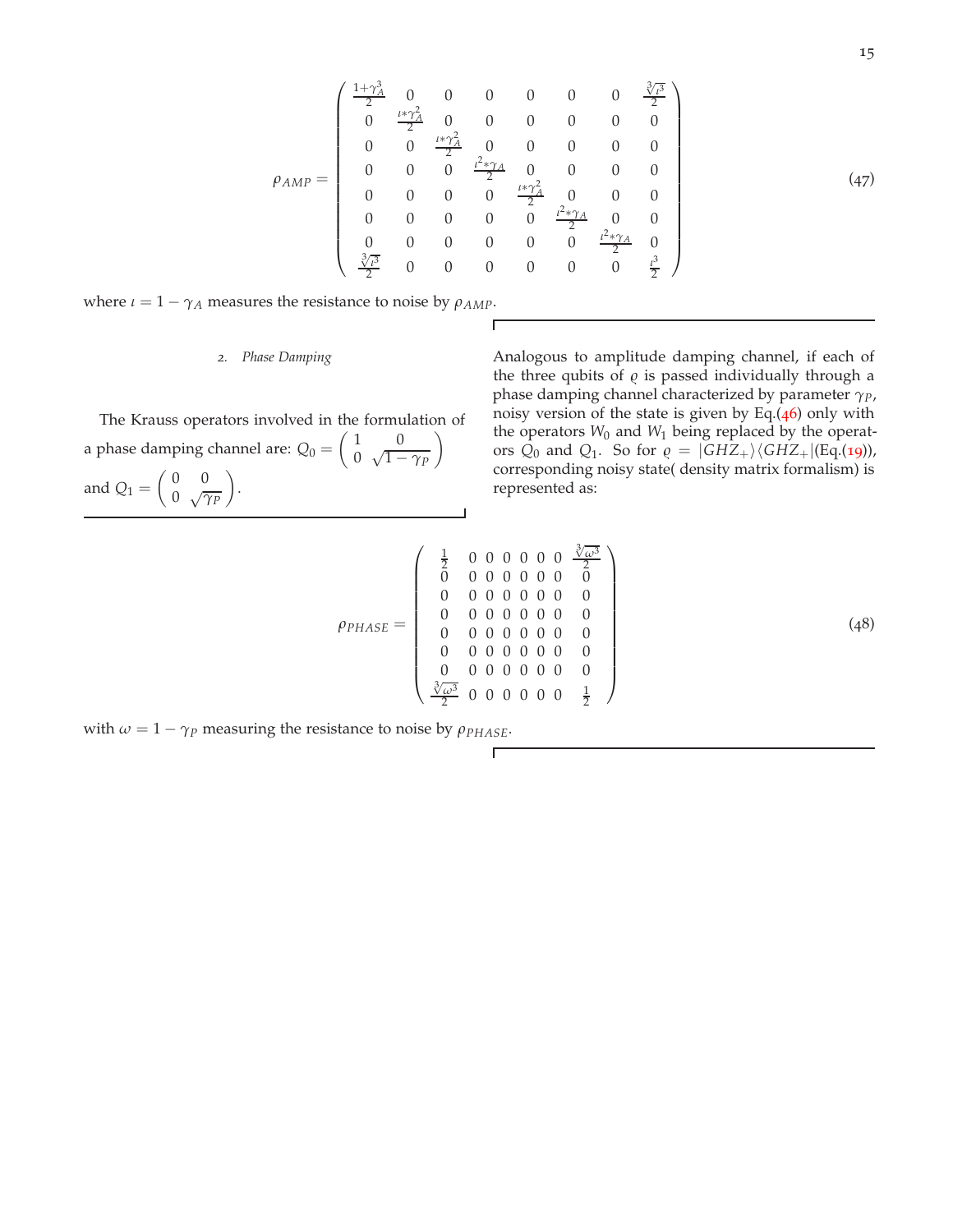$$
\rho_{AMP} = \begin{pmatrix}
\frac{1+\gamma_A^3}{2} & 0 & 0 & 0 & 0 & 0 & 0 & \frac{\sqrt[3]{\iota^3}}{2} \\
0 & \frac{\iota*\gamma_A^2}{2} & 0 & 0 & 0 & 0 & 0 & 0 \\
0 & 0 & \frac{\iota*\gamma_A^2}{2} & 0 & 0 & 0 & 0 & 0 \\
0 & 0 & 0 & \frac{\iota^2*\gamma_A}{2} & 0 & 0 & 0 & 0 \\
0 & 0 & 0 & 0 & \frac{\iota*\gamma_A^2}{2} & 0 & 0 & 0 \\
0 & 0 & 0 & 0 & 0 & \frac{\iota^2*\gamma_A}{2} & 0 & 0 \\
0 & 0 & 0 & 0 & 0 & 0 & \frac{\iota^2*\gamma_A}{2} & 0 \\
\frac{\sqrt[3]{\iota^3}}{2} & 0 & 0 & 0 & 0 & 0 & 0 & \frac{\iota^3}{2}
\end{pmatrix} \tag{47}
$$

where $\iota = 1 - \gamma_A$ measures the resistance to noise by $\rho_{AMP}$.

### 2. Phase Damping

The Krauss operators involved in the formulation of a phase damping channel are: $Q_0 = \begin{pmatrix} 1 & 0 \\ 0 & \sqrt{1-\gamma_P} \end{pmatrix}$ and $Q_1 = \begin{pmatrix} 0 & 0 \\ 0 & \sqrt{\gamma_P} \end{pmatrix}$.

Analogous to amplitude damping channel, if each of the three qubits of $\varrho$ is passed individually through a phase damping channel characterized by parameter $\gamma_P$, noisy version of the state is given by Eq.(46) only with the operators $W_0$ and $W_1$ being replaced by the operators $Q_0$ and $Q_1$. So for $\varrho = |GHZ_+\rangle\langle GHZ_+|$(Eq.(19)), corresponding noisy state( density matrix formalism) is represented as:

$$
\rho_{PHASE} = \begin{pmatrix}
\frac{1}{2} & 0 & 0 & 0 & 0 & 0 & 0 & \frac{\sqrt[3]{\omega^3}}{2} \\
0 & 0 & 0 & 0 & 0 & 0 & 0 & 0 \\
0 & 0 & 0 & 0 & 0 & 0 & 0 & 0 \\
0 & 0 & 0 & 0 & 0 & 0 & 0 & 0 \\
0 & 0 & 0 & 0 & 0 & 0 & 0 & 0 \\
0 & 0 & 0 & 0 & 0 & 0 & 0 & 0 \\
0 & 0 & 0 & 0 & 0 & 0 & 0 & 0 \\
\frac{\sqrt[3]{\omega^3}}{2} & 0 & 0 & 0 & 0 & 0 & 0 & \frac{1}{2}
\end{pmatrix} \tag{48}
$$

with $\omega = 1 - \gamma_P$ measuring the resistance to noise by $\rho_{PHASE}$.